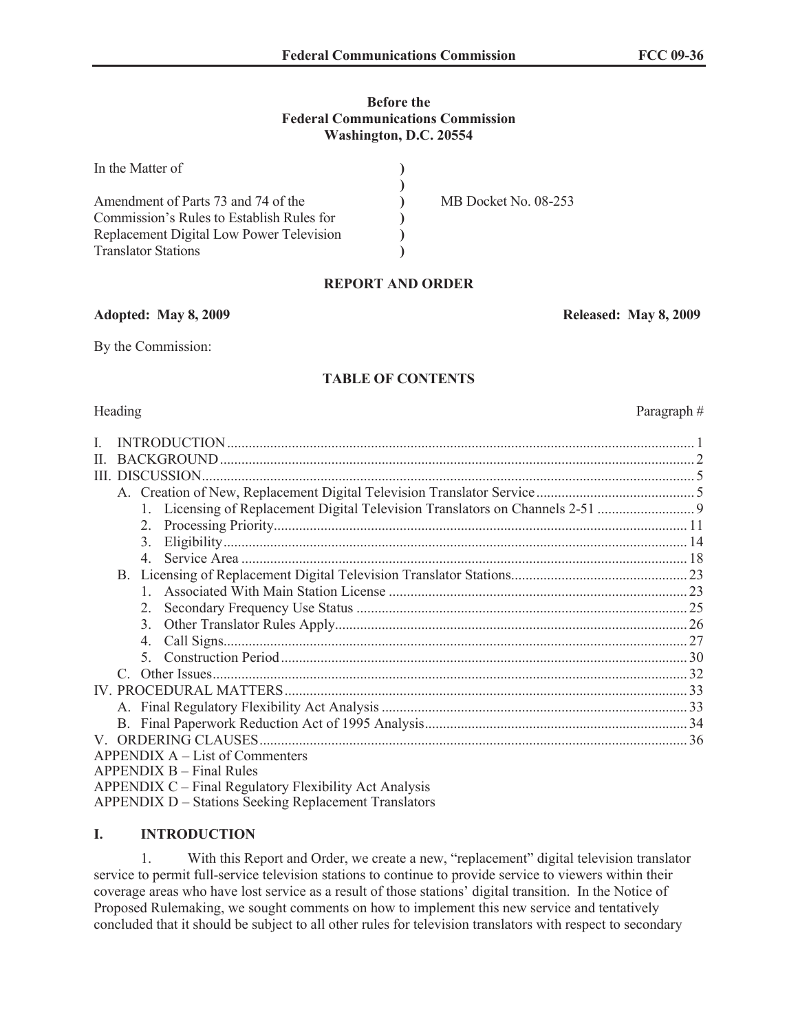**Before the**
**Federal Communications Commission**
**Washington, D.C. 20554**

| | | |
|---|---|---|
| In the Matter of | ) | |
| | ) | |
| Amendment of Parts 73 and 74 of the | ) | MB Docket No. 08-253 |
| Commission's Rules to Establish Rules for | ) | |
| Replacement Digital Low Power Television | ) | |
| Translator Stations | ) | |

## REPORT AND ORDER

**Adopted: May 8, 2009** **Released: May 8, 2009**

By the Commission:

### TABLE OF CONTENTS

| Heading | Paragraph # |
|---|---|
| I. INTRODUCTION | 1 |
| II. BACKGROUND | 2 |
| III. DISCUSSION | 5 |
| A. Creation of New, Replacement Digital Television Translator Service | 5 |
| 1. Licensing of Replacement Digital Television Translators on Channels 2-51 | 9 |
| 2. Processing Priority | 11 |
| 3. Eligibility | 14 |
| 4. Service Area | 18 |
| B. Licensing of Replacement Digital Television Translator Stations | 23 |
| 1. Associated With Main Station License | 23 |
| 2. Secondary Frequency Use Status | 25 |
| 3. Other Translator Rules Apply | 26 |
| 4. Call Signs | 27 |
| 5. Construction Period | 30 |
| C. Other Issues | 32 |
| IV. PROCEDURAL MATTERS | 33 |
| A. Final Regulatory Flexibility Act Analysis | 33 |
| B. Final Paperwork Reduction Act of 1995 Analysis | 34 |
| V. ORDERING CLAUSES | 36 |

APPENDIX A – List of Commenters
APPENDIX B – Final Rules
APPENDIX C – Final Regulatory Flexibility Act Analysis
APPENDIX D – Stations Seeking Replacement Translators

## I. INTRODUCTION

1. With this Report and Order, we create a new, "replacement" digital television translator service to permit full-service television stations to continue to provide service to viewers within their coverage areas who have lost service as a result of those stations' digital transition. In the Notice of Proposed Rulemaking, we sought comments on how to implement this new service and tentatively concluded that it should be subject to all other rules for television translators with respect to secondary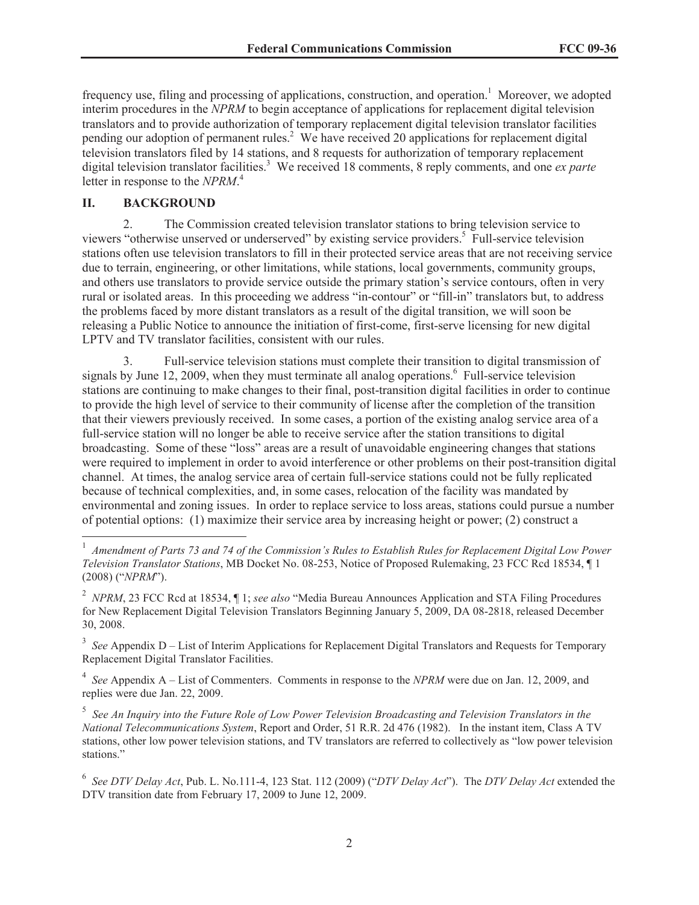frequency use, filing and processing of applications, construction, and operation.[1] Moreover, we adopted interim procedures in the *NPRM* to begin acceptance of applications for replacement digital television translators and to provide authorization of temporary replacement digital television translator facilities pending our adoption of permanent rules.[2] We have received 20 applications for replacement digital television translators filed by 14 stations, and 8 requests for authorization of temporary replacement digital television translator facilities.[3] We received 18 comments, 8 reply comments, and one *ex parte* letter in response to the *NPRM*.[4]

## II. BACKGROUND

2. The Commission created television translator stations to bring television service to viewers "otherwise unserved or underserved" by existing service providers.[5] Full-service television stations often use television translators to fill in their protected service areas that are not receiving service due to terrain, engineering, or other limitations, while stations, local governments, community groups, and others use translators to provide service outside the primary station's service contours, often in very rural or isolated areas. In this proceeding we address "in-contour" or "fill-in" translators but, to address the problems faced by more distant translators as a result of the digital transition, we will soon be releasing a Public Notice to announce the initiation of first-come, first-serve licensing for new digital LPTV and TV translator facilities, consistent with our rules.

3. Full-service television stations must complete their transition to digital transmission of signals by June 12, 2009, when they must terminate all analog operations.[6] Full-service television stations are continuing to make changes to their final, post-transition digital facilities in order to continue to provide the high level of service to their community of license after the completion of the transition that their viewers previously received. In some cases, a portion of the existing analog service area of a full-service station will no longer be able to receive service after the station transitions to digital broadcasting. Some of these "loss" areas are a result of unavoidable engineering changes that stations were required to implement in order to avoid interference or other problems on their post-transition digital channel. At times, the analog service area of certain full-service stations could not be fully replicated because of technical complexities, and, in some cases, relocation of the facility was mandated by environmental and zoning issues. In order to replace service to loss areas, stations could pursue a number of potential options: (1) maximize their service area by increasing height or power; (2) construct a

---

[1] *Amendment of Parts 73 and 74 of the Commission's Rules to Establish Rules for Replacement Digital Low Power Television Translator Stations*, MB Docket No. 08-253, Notice of Proposed Rulemaking, 23 FCC Rcd 18534, ¶ 1 (2008) ("*NPRM*").

[2] *NPRM*, 23 FCC Rcd at 18534, ¶ 1; *see also* "Media Bureau Announces Application and STA Filing Procedures for New Replacement Digital Television Translators Beginning January 5, 2009, DA 08-2818, released December 30, 2008.

[3] *See* Appendix D – List of Interim Applications for Replacement Digital Translators and Requests for Temporary Replacement Digital Translator Facilities.

[4] *See* Appendix A – List of Commenters. Comments in response to the *NPRM* were due on Jan. 12, 2009, and replies were due Jan. 22, 2009.

[5] *See An Inquiry into the Future Role of Low Power Television Broadcasting and Television Translators in the National Telecommunications System*, Report and Order, 51 R.R. 2d 476 (1982). In the instant item, Class A TV stations, other low power television stations, and TV translators are referred to collectively as "low power television stations."

[6] *See DTV Delay Act*, Pub. L. No.111-4, 123 Stat. 112 (2009) ("*DTV Delay Act*"). The *DTV Delay Act* extended the DTV transition date from February 17, 2009 to June 12, 2009.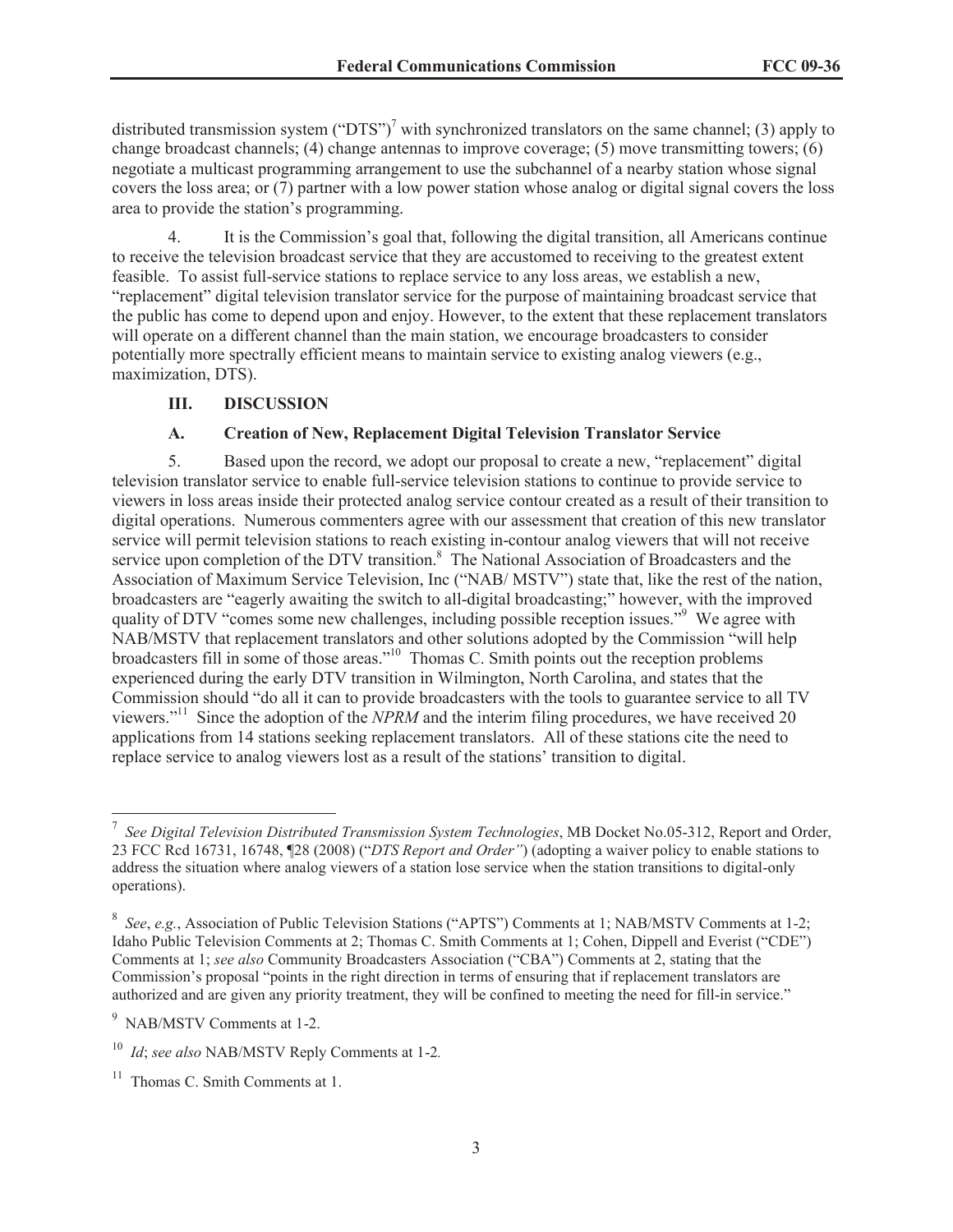distributed transmission system ("DTS")[7] with synchronized translators on the same channel; (3) apply to change broadcast channels; (4) change antennas to improve coverage; (5) move transmitting towers; (6) negotiate a multicast programming arrangement to use the subchannel of a nearby station whose signal covers the loss area; or (7) partner with a low power station whose analog or digital signal covers the loss area to provide the station's programming.

4. It is the Commission's goal that, following the digital transition, all Americans continue to receive the television broadcast service that they are accustomed to receiving to the greatest extent feasible. To assist full-service stations to replace service to any loss areas, we establish a new, "replacement" digital television translator service for the purpose of maintaining broadcast service that the public has come to depend upon and enjoy. However, to the extent that these replacement translators will operate on a different channel than the main station, we encourage broadcasters to consider potentially more spectrally efficient means to maintain service to existing analog viewers (e.g., maximization, DTS).

## III. DISCUSSION

### A. Creation of New, Replacement Digital Television Translator Service

5. Based upon the record, we adopt our proposal to create a new, "replacement" digital television translator service to enable full-service television stations to continue to provide service to viewers in loss areas inside their protected analog service contour created as a result of their transition to digital operations. Numerous commenters agree with our assessment that creation of this new translator service will permit television stations to reach existing in-contour analog viewers that will not receive service upon completion of the DTV transition.[8] The National Association of Broadcasters and the Association of Maximum Service Television, Inc ("NAB/ MSTV") state that, like the rest of the nation, broadcasters are "eagerly awaiting the switch to all-digital broadcasting;" however, with the improved quality of DTV "comes some new challenges, including possible reception issues."[9] We agree with NAB/MSTV that replacement translators and other solutions adopted by the Commission "will help broadcasters fill in some of those areas."[10] Thomas C. Smith points out the reception problems experienced during the early DTV transition in Wilmington, North Carolina, and states that the Commission should "do all it can to provide broadcasters with the tools to guarantee service to all TV viewers."[11] Since the adoption of the *NPRM* and the interim filing procedures, we have received 20 applications from 14 stations seeking replacement translators. All of these stations cite the need to replace service to analog viewers lost as a result of the stations' transition to digital.

---

[7] *See Digital Television Distributed Transmission System Technologies*, MB Docket No.05-312, Report and Order, 23 FCC Rcd 16731, 16748, ¶28 (2008) ("*DTS Report and Order"*) (adopting a waiver policy to enable stations to address the situation where analog viewers of a station lose service when the station transitions to digital-only operations).

[8] *See*, *e.g.*, Association of Public Television Stations ("APTS") Comments at 1; NAB/MSTV Comments at 1-2; Idaho Public Television Comments at 2; Thomas C. Smith Comments at 1; Cohen, Dippell and Everist ("CDE") Comments at 1; *see also* Community Broadcasters Association ("CBA") Comments at 2, stating that the Commission's proposal "points in the right direction in terms of ensuring that if replacement translators are authorized and are given any priority treatment, they will be confined to meeting the need for fill-in service."

[9] NAB/MSTV Comments at 1-2.

[10] *Id*; *see also* NAB/MSTV Reply Comments at 1-2.

[11] Thomas C. Smith Comments at 1.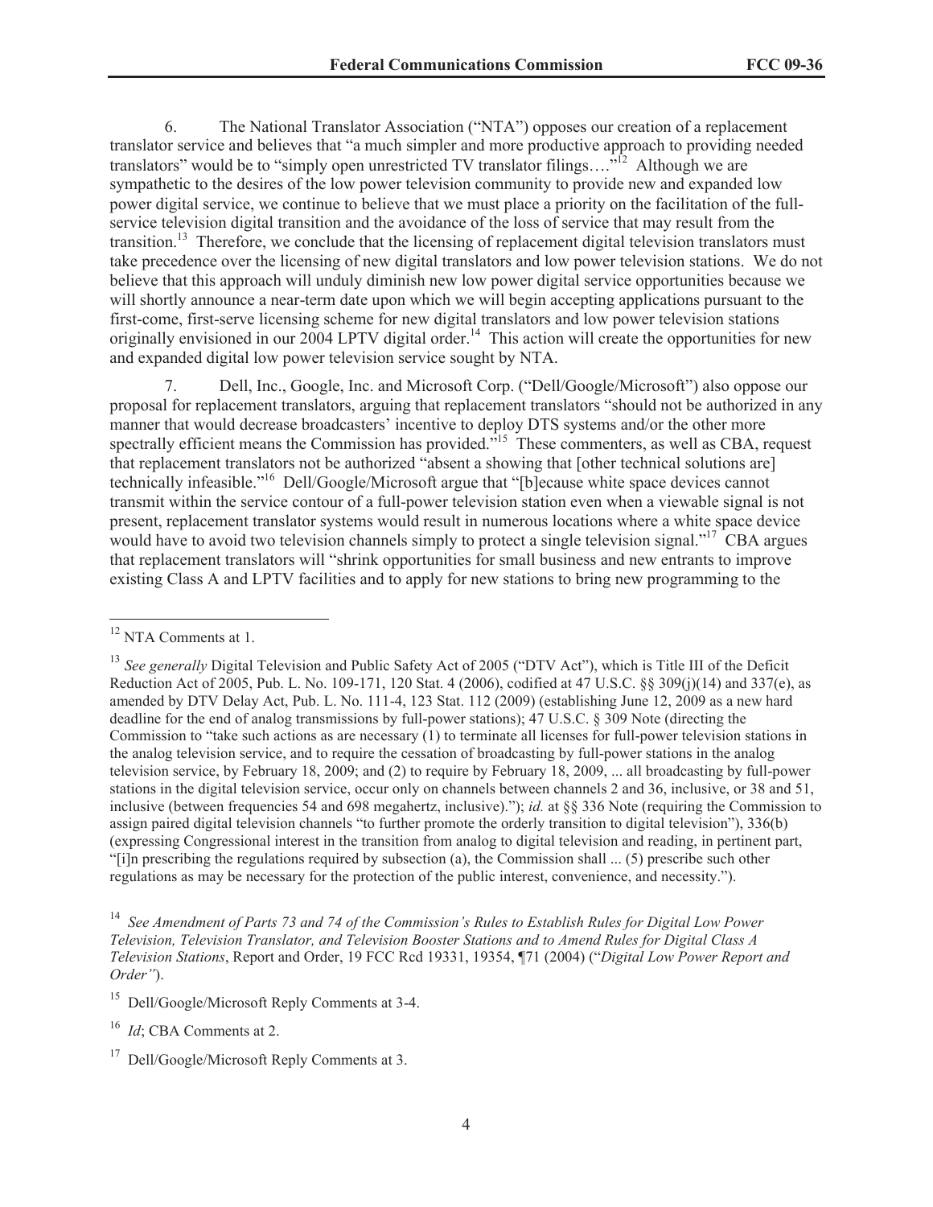6. The National Translator Association ("NTA") opposes our creation of a replacement translator service and believes that "a much simpler and more productive approach to providing needed translators" would be to "simply open unrestricted TV translator filings…."[12] Although we are sympathetic to the desires of the low power television community to provide new and expanded low power digital service, we continue to believe that we must place a priority on the facilitation of the full-service television digital transition and the avoidance of the loss of service that may result from the transition.[13] Therefore, we conclude that the licensing of replacement digital television translators must take precedence over the licensing of new digital translators and low power television stations. We do not believe that this approach will unduly diminish new low power digital service opportunities because we will shortly announce a near-term date upon which we will begin accepting applications pursuant to the first-come, first-serve licensing scheme for new digital translators and low power television stations originally envisioned in our 2004 LPTV digital order.[14] This action will create the opportunities for new and expanded digital low power television service sought by NTA.

7. Dell, Inc., Google, Inc. and Microsoft Corp. ("Dell/Google/Microsoft") also oppose our proposal for replacement translators, arguing that replacement translators "should not be authorized in any manner that would decrease broadcasters' incentive to deploy DTS systems and/or the other more spectrally efficient means the Commission has provided."[15] These commenters, as well as CBA, request that replacement translators not be authorized "absent a showing that [other technical solutions are] technically infeasible."[16] Dell/Google/Microsoft argue that "[b]ecause white space devices cannot transmit within the service contour of a full-power television station even when a viewable signal is not present, replacement translator systems would result in numerous locations where a white space device would have to avoid two television channels simply to protect a single television signal."[17] CBA argues that replacement translators will "shrink opportunities for small business and new entrants to improve existing Class A and LPTV facilities and to apply for new stations to bring new programming to the

---

[12] NTA Comments at 1.

[13] *See generally* Digital Television and Public Safety Act of 2005 ("DTV Act"), which is Title III of the Deficit Reduction Act of 2005, Pub. L. No. 109-171, 120 Stat. 4 (2006), codified at 47 U.S.C. §§ 309(j)(14) and 337(e), as amended by DTV Delay Act, Pub. L. No. 111-4, 123 Stat. 112 (2009) (establishing June 12, 2009 as a new hard deadline for the end of analog transmissions by full-power stations); 47 U.S.C. § 309 Note (directing the Commission to "take such actions as are necessary (1) to terminate all licenses for full-power television stations in the analog television service, and to require the cessation of broadcasting by full-power stations in the analog television service, by February 18, 2009; and (2) to require by February 18, 2009, ... all broadcasting by full-power stations in the digital television service, occur only on channels between channels 2 and 36, inclusive, or 38 and 51, inclusive (between frequencies 54 and 698 megahertz, inclusive)."); *id.* at §§ 336 Note (requiring the Commission to assign paired digital television channels "to further promote the orderly transition to digital television"), 336(b) (expressing Congressional interest in the transition from analog to digital television and reading, in pertinent part, "[i]n prescribing the regulations required by subsection (a), the Commission shall ... (5) prescribe such other regulations as may be necessary for the protection of the public interest, convenience, and necessity.").

[14] *See Amendment of Parts 73 and 74 of the Commission's Rules to Establish Rules for Digital Low Power Television, Television Translator, and Television Booster Stations and to Amend Rules for Digital Class A Television Stations*, Report and Order, 19 FCC Rcd 19331, 19354, ¶71 (2004) ("*Digital Low Power Report and Order"*).

[15] Dell/Google/Microsoft Reply Comments at 3-4.

[16] *Id*; CBA Comments at 2.

[17] Dell/Google/Microsoft Reply Comments at 3.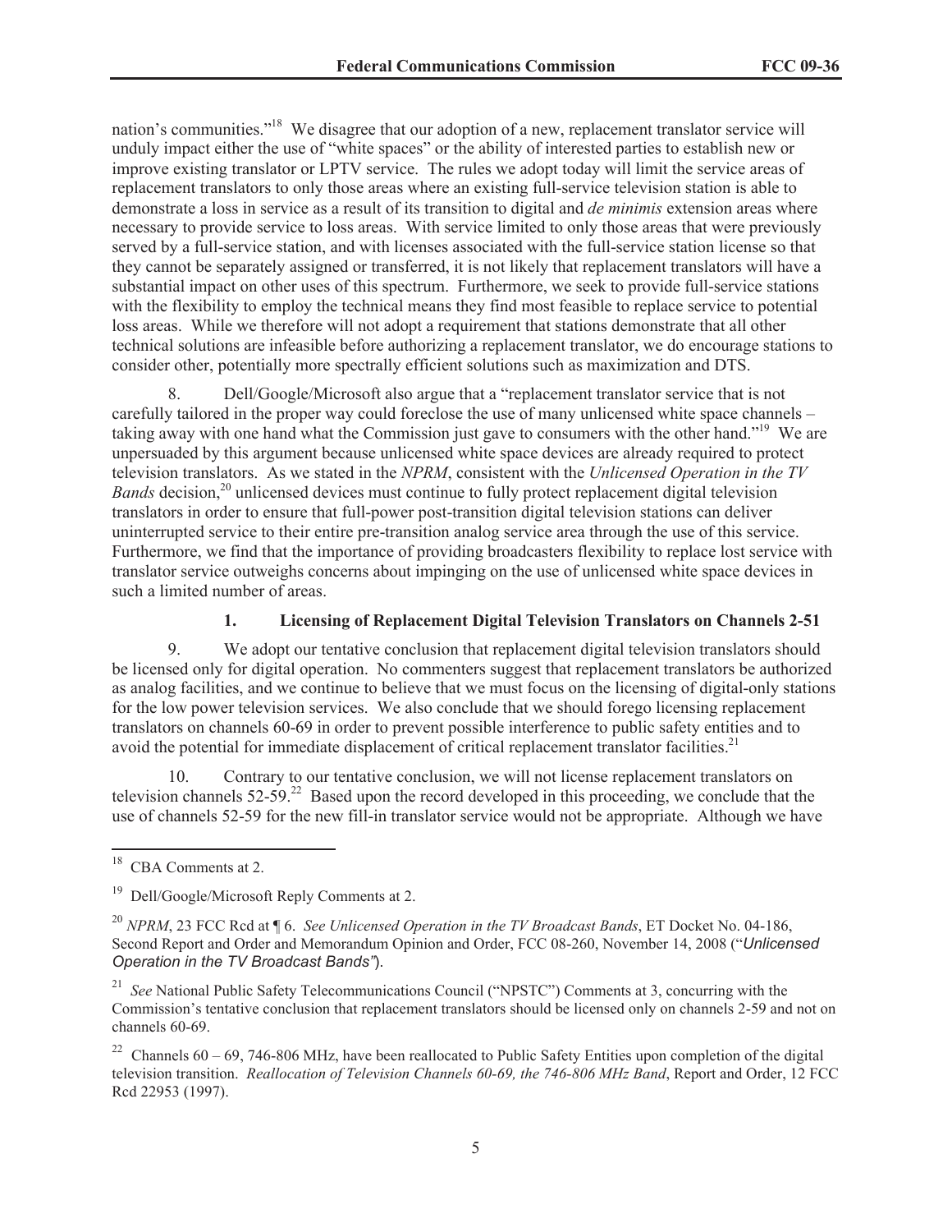nation's communities."[18] We disagree that our adoption of a new, replacement translator service will unduly impact either the use of "white spaces" or the ability of interested parties to establish new or improve existing translator or LPTV service. The rules we adopt today will limit the service areas of replacement translators to only those areas where an existing full-service television station is able to demonstrate a loss in service as a result of its transition to digital and *de minimis* extension areas where necessary to provide service to loss areas. With service limited to only those areas that were previously served by a full-service station, and with licenses associated with the full-service station license so that they cannot be separately assigned or transferred, it is not likely that replacement translators will have a substantial impact on other uses of this spectrum. Furthermore, we seek to provide full-service stations with the flexibility to employ the technical means they find most feasible to replace service to potential loss areas. While we therefore will not adopt a requirement that stations demonstrate that all other technical solutions are infeasible before authorizing a replacement translator, we do encourage stations to consider other, potentially more spectrally efficient solutions such as maximization and DTS.

8. Dell/Google/Microsoft also argue that a "replacement translator service that is not carefully tailored in the proper way could foreclose the use of many unlicensed white space channels – taking away with one hand what the Commission just gave to consumers with the other hand."[19] We are unpersuaded by this argument because unlicensed white space devices are already required to protect television translators. As we stated in the *NPRM*, consistent with the *Unlicensed Operation in the TV Bands* decision,[20] unlicensed devices must continue to fully protect replacement digital television translators in order to ensure that full-power post-transition digital television stations can deliver uninterrupted service to their entire pre-transition analog service area through the use of this service. Furthermore, we find that the importance of providing broadcasters flexibility to replace lost service with translator service outweighs concerns about impinging on the use of unlicensed white space devices in such a limited number of areas.

### 1. Licensing of Replacement Digital Television Translators on Channels 2-51

9. We adopt our tentative conclusion that replacement digital television translators should be licensed only for digital operation. No commenters suggest that replacement translators be authorized as analog facilities, and we continue to believe that we must focus on the licensing of digital-only stations for the low power television services. We also conclude that we should forego licensing replacement translators on channels 60-69 in order to prevent possible interference to public safety entities and to avoid the potential for immediate displacement of critical replacement translator facilities.[21]

10. Contrary to our tentative conclusion, we will not license replacement translators on television channels 52-59.[22] Based upon the record developed in this proceeding, we conclude that the use of channels 52-59 for the new fill-in translator service would not be appropriate. Although we have

---

[18] CBA Comments at 2.

[19] Dell/Google/Microsoft Reply Comments at 2.

[20] *NPRM*, 23 FCC Rcd at ¶ 6. *See Unlicensed Operation in the TV Broadcast Bands*, ET Docket No. 04-186, Second Report and Order and Memorandum Opinion and Order, FCC 08-260, November 14, 2008 ("*Unlicensed Operation in the TV Broadcast Bands*").

[21] *See* National Public Safety Telecommunications Council ("NPSTC") Comments at 3, concurring with the Commission's tentative conclusion that replacement translators should be licensed only on channels 2-59 and not on channels 60-69.

[22] Channels 60 – 69, 746-806 MHz, have been reallocated to Public Safety Entities upon completion of the digital television transition. *Reallocation of Television Channels 60-69, the 746-806 MHz Band*, Report and Order, 12 FCC Rcd 22953 (1997).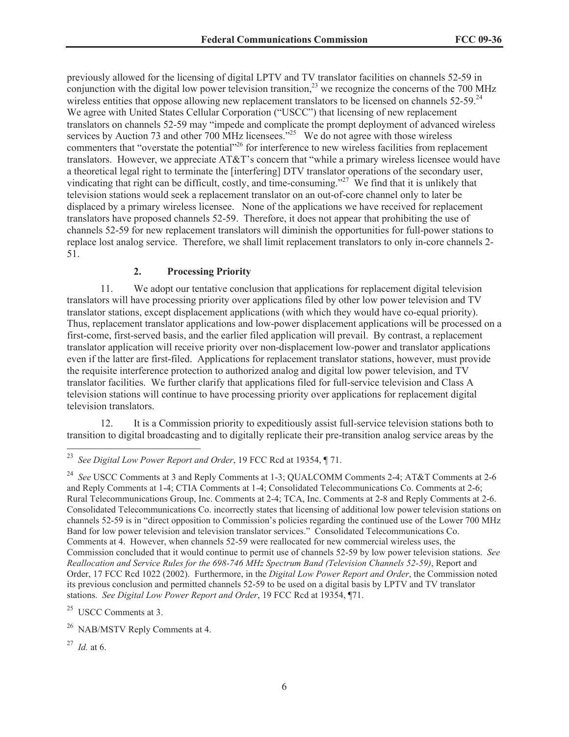previously allowed for the licensing of digital LPTV and TV translator facilities on channels 52-59 in conjunction with the digital low power television transition,[23] we recognize the concerns of the 700 MHz wireless entities that oppose allowing new replacement translators to be licensed on channels 52-59.[24] We agree with United States Cellular Corporation ("USCC") that licensing of new replacement translators on channels 52-59 may "impede and complicate the prompt deployment of advanced wireless services by Auction 73 and other 700 MHz licensees."[25] We do not agree with those wireless commenters that "overstate the potential"[26] for interference to new wireless facilities from replacement translators. However, we appreciate AT&T's concern that "while a primary wireless licensee would have a theoretical legal right to terminate the [interfering] DTV translator operations of the secondary user, vindicating that right can be difficult, costly, and time-consuming."[27] We find that it is unlikely that television stations would seek a replacement translator on an out-of-core channel only to later be displaced by a primary wireless licensee. None of the applications we have received for replacement translators have proposed channels 52-59. Therefore, it does not appear that prohibiting the use of channels 52-59 for new replacement translators will diminish the opportunities for full-power stations to replace lost analog service. Therefore, we shall limit replacement translators to only in-core channels 2-51.

### 2. Processing Priority

11. We adopt our tentative conclusion that applications for replacement digital television translators will have processing priority over applications filed by other low power television and TV translator stations, except displacement applications (with which they would have co-equal priority). Thus, replacement translator applications and low-power displacement applications will be processed on a first-come, first-served basis, and the earlier filed application will prevail. By contrast, a replacement translator application will receive priority over non-displacement low-power and translator applications even if the latter are first-filed. Applications for replacement translator stations, however, must provide the requisite interference protection to authorized analog and digital low power television, and TV translator facilities. We further clarify that applications filed for full-service television and Class A television stations will continue to have processing priority over applications for replacement digital television translators.

12. It is a Commission priority to expeditiously assist full-service television stations both to transition to digital broadcasting and to digitally replicate their pre-transition analog service areas by the

---

[23] *See Digital Low Power Report and Order*, 19 FCC Rcd at 19354, ¶ 71.

[24] *See* USCC Comments at 3 and Reply Comments at 1-3; QUALCOMM Comments 2-4; AT&T Comments at 2-6 and Reply Comments at 1-4; CTIA Comments at 1-4; Consolidated Telecommunications Co. Comments at 2-6; Rural Telecommunications Group, Inc. Comments at 2-4; TCA, Inc. Comments at 2-8 and Reply Comments at 2-6. Consolidated Telecommunications Co. incorrectly states that licensing of additional low power television stations on channels 52-59 is in "direct opposition to Commission's policies regarding the continued use of the Lower 700 MHz Band for low power television and television translator services." Consolidated Telecommunications Co. Comments at 4. However, when channels 52-59 were reallocated for new commercial wireless uses, the Commission concluded that it would continue to permit use of channels 52-59 by low power television stations. *See Reallocation and Service Rules for the 698-746 MHz Spectrum Band (Television Channels 52-59)*, Report and Order, 17 FCC Rcd 1022 (2002). Furthermore, in the *Digital Low Power Report and Order*, the Commission noted its previous conclusion and permitted channels 52-59 to be used on a digital basis by LPTV and TV translator stations. *See Digital Low Power Report and Order*, 19 FCC Rcd at 19354, ¶71.

[25] USCC Comments at 3.

[26] NAB/MSTV Reply Comments at 4.

[27] *Id.* at 6.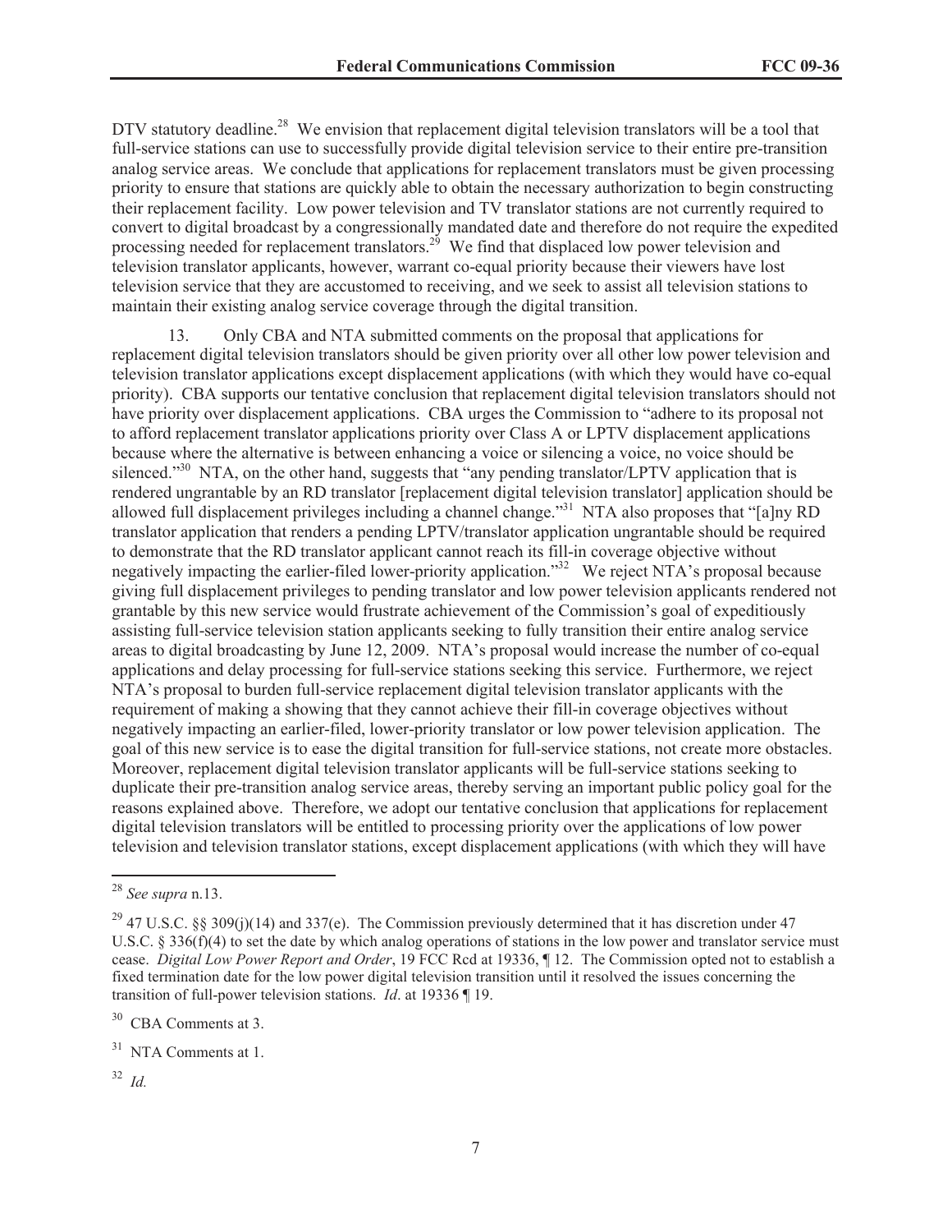DTV statutory deadline.[28] We envision that replacement digital television translators will be a tool that full-service stations can use to successfully provide digital television service to their entire pre-transition analog service areas. We conclude that applications for replacement translators must be given processing priority to ensure that stations are quickly able to obtain the necessary authorization to begin constructing their replacement facility. Low power television and TV translator stations are not currently required to convert to digital broadcast by a congressionally mandated date and therefore do not require the expedited processing needed for replacement translators.[29] We find that displaced low power television and television translator applicants, however, warrant co-equal priority because their viewers have lost television service that they are accustomed to receiving, and we seek to assist all television stations to maintain their existing analog service coverage through the digital transition.

13. Only CBA and NTA submitted comments on the proposal that applications for replacement digital television translators should be given priority over all other low power television and television translator applications except displacement applications (with which they would have co-equal priority). CBA supports our tentative conclusion that replacement digital television translators should not have priority over displacement applications. CBA urges the Commission to "adhere to its proposal not to afford replacement translator applications priority over Class A or LPTV displacement applications because where the alternative is between enhancing a voice or silencing a voice, no voice should be silenced."[30] NTA, on the other hand, suggests that "any pending translator/LPTV application that is rendered ungrantable by an RD translator [replacement digital television translator] application should be allowed full displacement privileges including a channel change."[31] NTA also proposes that "[a]ny RD translator application that renders a pending LPTV/translator application ungrantable should be required to demonstrate that the RD translator applicant cannot reach its fill-in coverage objective without negatively impacting the earlier-filed lower-priority application."[32] We reject NTA's proposal because giving full displacement privileges to pending translator and low power television applicants rendered not grantable by this new service would frustrate achievement of the Commission's goal of expeditiously assisting full-service television station applicants seeking to fully transition their entire analog service areas to digital broadcasting by June 12, 2009. NTA's proposal would increase the number of co-equal applications and delay processing for full-service stations seeking this service. Furthermore, we reject NTA's proposal to burden full-service replacement digital television translator applicants with the requirement of making a showing that they cannot achieve their fill-in coverage objectives without negatively impacting an earlier-filed, lower-priority translator or low power television application. The goal of this new service is to ease the digital transition for full-service stations, not create more obstacles. Moreover, replacement digital television translator applicants will be full-service stations seeking to duplicate their pre-transition analog service areas, thereby serving an important public policy goal for the reasons explained above. Therefore, we adopt our tentative conclusion that applications for replacement digital television translators will be entitled to processing priority over the applications of low power television and television translator stations, except displacement applications (with which they will have

---

[28] *See supra* n.13.

[29] 47 U.S.C. §§ 309(j)(14) and 337(e). The Commission previously determined that it has discretion under 47 U.S.C. § 336(f)(4) to set the date by which analog operations of stations in the low power and translator service must cease. *Digital Low Power Report and Order*, 19 FCC Rcd at 19336, ¶ 12. The Commission opted not to establish a fixed termination date for the low power digital television transition until it resolved the issues concerning the transition of full-power television stations. *Id*. at 19336 ¶ 19.

[30] CBA Comments at 3.

[31] NTA Comments at 1.

[32] *Id.*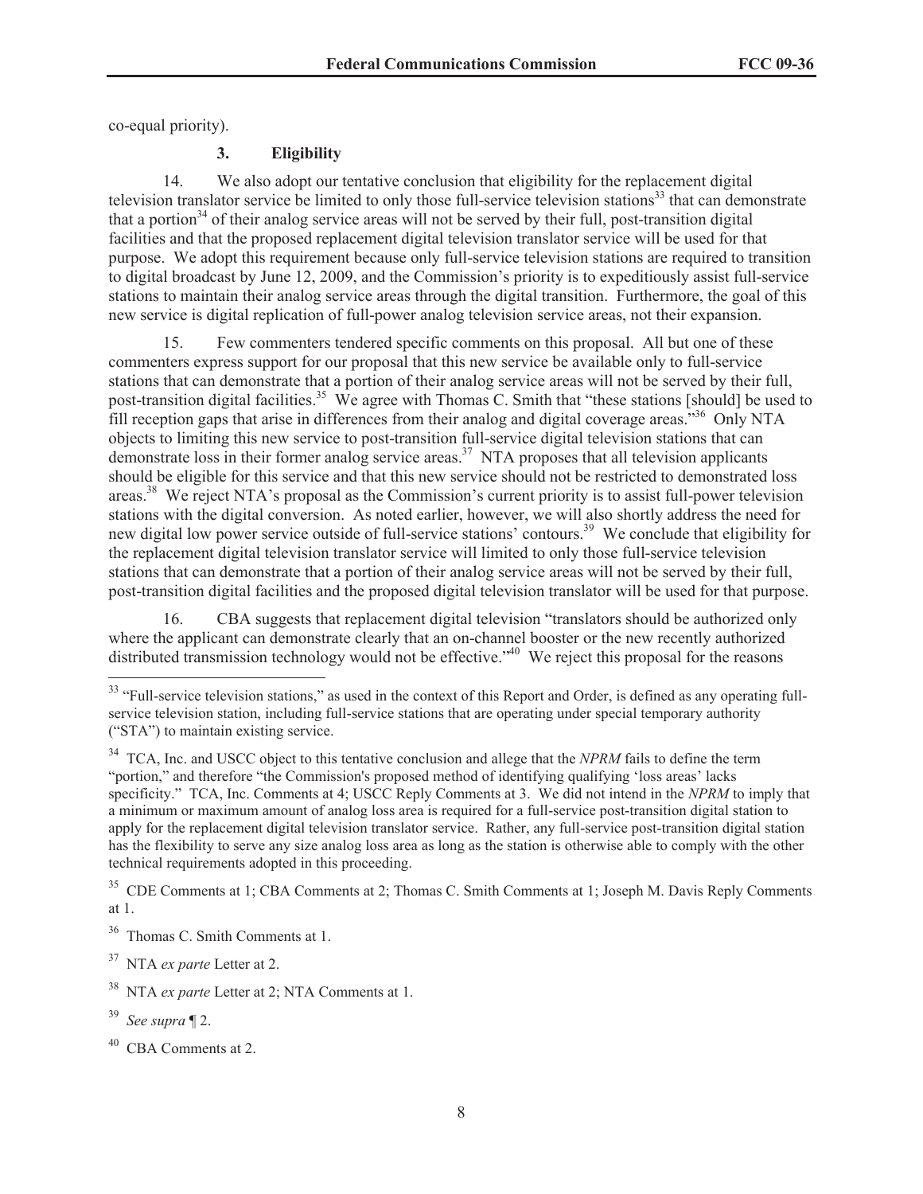co-equal priority).

### 3. Eligibility

14. We also adopt our tentative conclusion that eligibility for the replacement digital television translator service be limited to only those full-service television stations[33] that can demonstrate that a portion[34] of their analog service areas will not be served by their full, post-transition digital facilities and that the proposed replacement digital television translator service will be used for that purpose. We adopt this requirement because only full-service television stations are required to transition to digital broadcast by June 12, 2009, and the Commission's priority is to expeditiously assist full-service stations to maintain their analog service areas through the digital transition. Furthermore, the goal of this new service is digital replication of full-power analog television service areas, not their expansion.

15. Few commenters tendered specific comments on this proposal. All but one of these commenters express support for our proposal that this new service be available only to full-service stations that can demonstrate that a portion of their analog service areas will not be served by their full, post-transition digital facilities.[35] We agree with Thomas C. Smith that "these stations [should] be used to fill reception gaps that arise in differences from their analog and digital coverage areas."[36] Only NTA objects to limiting this new service to post-transition full-service digital television stations that can demonstrate loss in their former analog service areas.[37] NTA proposes that all television applicants should be eligible for this service and that this new service should not be restricted to demonstrated loss areas.[38] We reject NTA's proposal as the Commission's current priority is to assist full-power television stations with the digital conversion. As noted earlier, however, we will also shortly address the need for new digital low power service outside of full-service stations' contours.[39] We conclude that eligibility for the replacement digital television translator service will limited to only those full-service television stations that can demonstrate that a portion of their analog service areas will not be served by their full, post-transition digital facilities and the proposed digital television translator will be used for that purpose.

16. CBA suggests that replacement digital television "translators should be authorized only where the applicant can demonstrate clearly that an on-channel booster or the new recently authorized distributed transmission technology would not be effective."[40] We reject this proposal for the reasons

---

[33] "Full-service television stations," as used in the context of this Report and Order, is defined as any operating full-service television station, including full-service stations that are operating under special temporary authority ("STA") to maintain existing service.

[34] TCA, Inc. and USCC object to this tentative conclusion and allege that the *NPRM* fails to define the term "portion," and therefore "the Commission's proposed method of identifying qualifying 'loss areas' lacks specificity." TCA, Inc. Comments at 4; USCC Reply Comments at 3. We did not intend in the *NPRM* to imply that a minimum or maximum amount of analog loss area is required for a full-service post-transition digital station to apply for the replacement digital television translator service. Rather, any full-service post-transition digital station has the flexibility to serve any size analog loss area as long as the station is otherwise able to comply with the other technical requirements adopted in this proceeding.

[35] CDE Comments at 1; CBA Comments at 2; Thomas C. Smith Comments at 1; Joseph M. Davis Reply Comments at 1.

[36] Thomas C. Smith Comments at 1.

[37] NTA *ex parte* Letter at 2.

[38] NTA *ex parte* Letter at 2; NTA Comments at 1.

[39] *See supra* ¶ 2.

[40] CBA Comments at 2.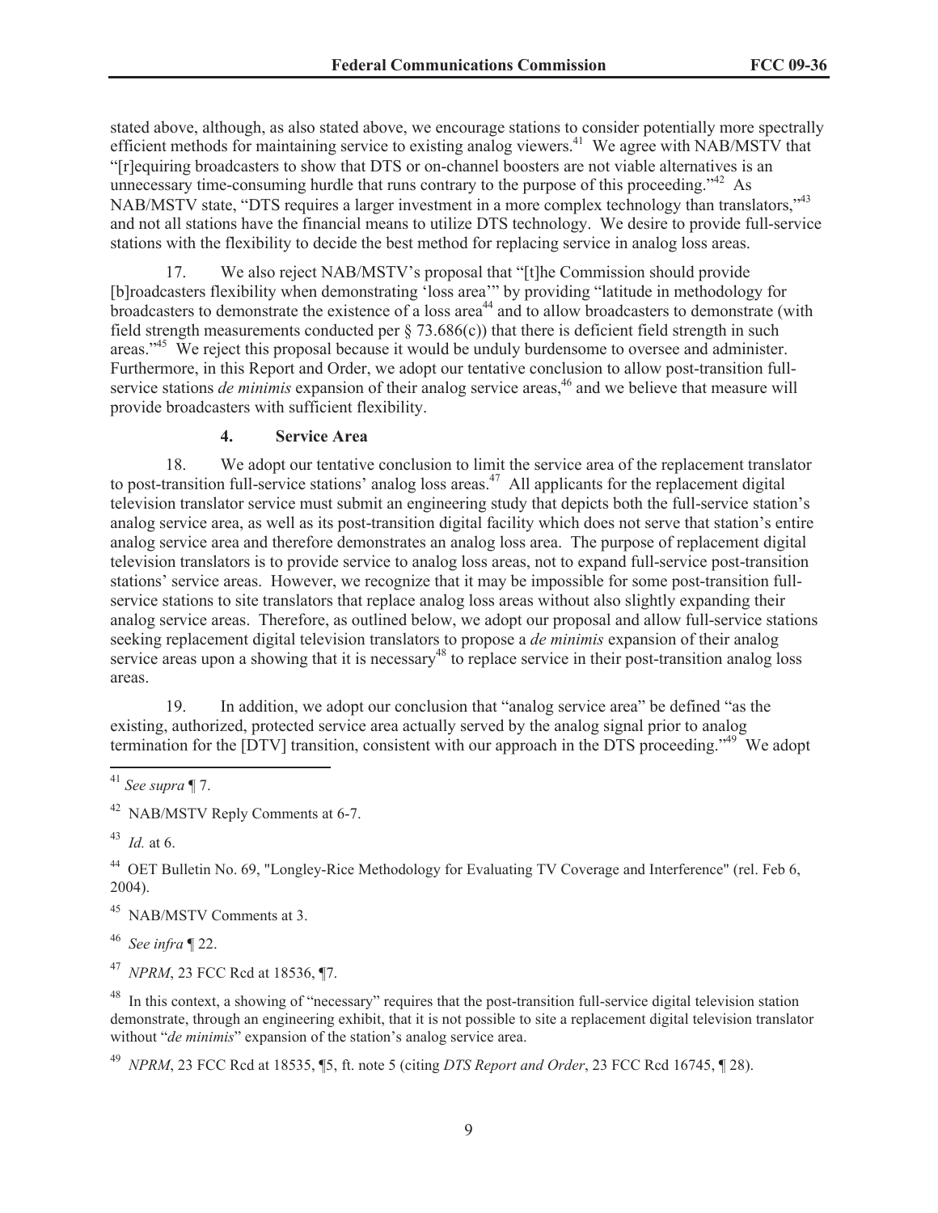stated above, although, as also stated above, we encourage stations to consider potentially more spectrally efficient methods for maintaining service to existing analog viewers.[41] We agree with NAB/MSTV that "[r]equiring broadcasters to show that DTS or on-channel boosters are not viable alternatives is an unnecessary time-consuming hurdle that runs contrary to the purpose of this proceeding."[42] As NAB/MSTV state, "DTS requires a larger investment in a more complex technology than translators,"[43] and not all stations have the financial means to utilize DTS technology. We desire to provide full-service stations with the flexibility to decide the best method for replacing service in analog loss areas.

17. We also reject NAB/MSTV's proposal that "[t]he Commission should provide [b]roadcasters flexibility when demonstrating 'loss area'" by providing "latitude in methodology for broadcasters to demonstrate the existence of a loss area[44] and to allow broadcasters to demonstrate (with field strength measurements conducted per § 73.686(c)) that there is deficient field strength in such areas."[45] We reject this proposal because it would be unduly burdensome to oversee and administer. Furthermore, in this Report and Order, we adopt our tentative conclusion to allow post-transition full-service stations *de minimis* expansion of their analog service areas,[46] and we believe that measure will provide broadcasters with sufficient flexibility.

#### 4. Service Area

18. We adopt our tentative conclusion to limit the service area of the replacement translator to post-transition full-service stations' analog loss areas.[47] All applicants for the replacement digital television translator service must submit an engineering study that depicts both the full-service station's analog service area, as well as its post-transition digital facility which does not serve that station's entire analog service area and therefore demonstrates an analog loss area. The purpose of replacement digital television translators is to provide service to analog loss areas, not to expand full-service post-transition stations' service areas. However, we recognize that it may be impossible for some post-transition full-service stations to site translators that replace analog loss areas without also slightly expanding their analog service areas. Therefore, as outlined below, we adopt our proposal and allow full-service stations seeking replacement digital television translators to propose a *de minimis* expansion of their analog service areas upon a showing that it is necessary[48] to replace service in their post-transition analog loss areas.

19. In addition, we adopt our conclusion that "analog service area" be defined "as the existing, authorized, protected service area actually served by the analog signal prior to analog termination for the [DTV] transition, consistent with our approach in the DTS proceeding."[49] We adopt

---

[41] *See supra* ¶ 7.

[42] NAB/MSTV Reply Comments at 6-7.

[43] *Id.* at 6.

[44] OET Bulletin No. 69, "Longley-Rice Methodology for Evaluating TV Coverage and Interference" (rel. Feb 6, 2004).

[45] NAB/MSTV Comments at 3.

[46] *See infra* ¶ 22.

[47] *NPRM*, 23 FCC Rcd at 18536, ¶7.

[48] In this context, a showing of "necessary" requires that the post-transition full-service digital television station demonstrate, through an engineering exhibit, that it is not possible to site a replacement digital television translator without "*de minimis*" expansion of the station's analog service area.

[49] *NPRM*, 23 FCC Rcd at 18535, ¶5, ft. note 5 (citing *DTS Report and Order*, 23 FCC Rcd 16745, ¶ 28).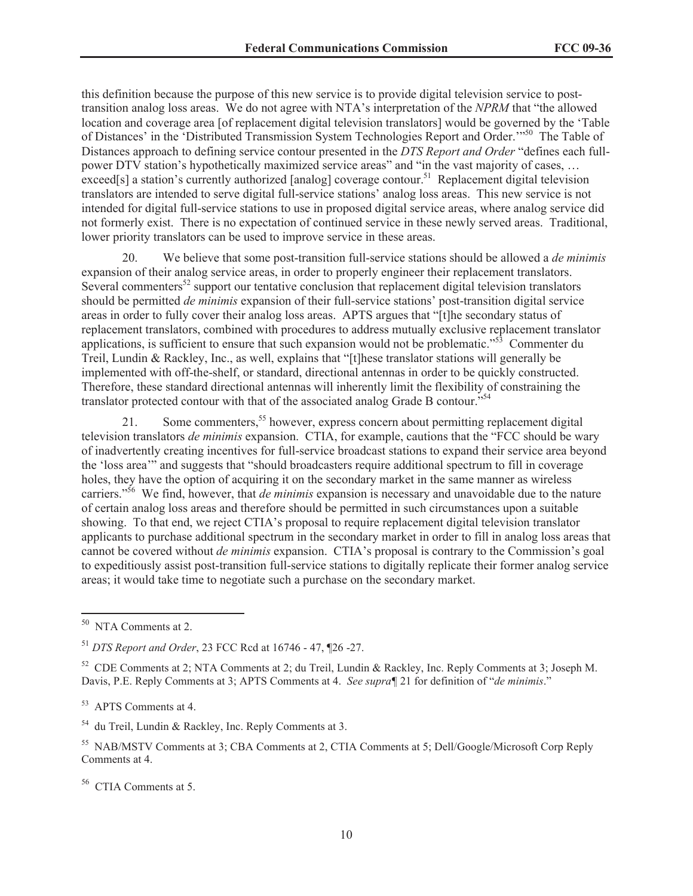this definition because the purpose of this new service is to provide digital television service to post-transition analog loss areas. We do not agree with NTA's interpretation of the *NPRM* that "the allowed location and coverage area [of replacement digital television translators] would be governed by the 'Table of Distances' in the 'Distributed Transmission System Technologies Report and Order.'"[50] The Table of Distances approach to defining service contour presented in the *DTS Report and Order* "defines each full-power DTV station's hypothetically maximized service areas" and "in the vast majority of cases, … exceed[s] a station's currently authorized [analog] coverage contour.[51] Replacement digital television translators are intended to serve digital full-service stations' analog loss areas. This new service is not intended for digital full-service stations to use in proposed digital service areas, where analog service did not formerly exist. There is no expectation of continued service in these newly served areas. Traditional, lower priority translators can be used to improve service in these areas.

20. We believe that some post-transition full-service stations should be allowed a *de minimis* expansion of their analog service areas, in order to properly engineer their replacement translators. Several commenters[52] support our tentative conclusion that replacement digital television translators should be permitted *de minimis* expansion of their full-service stations' post-transition digital service areas in order to fully cover their analog loss areas. APTS argues that "[t]he secondary status of replacement translators, combined with procedures to address mutually exclusive replacement translator applications, is sufficient to ensure that such expansion would not be problematic."[53] Commenter du Treil, Lundin & Rackley, Inc., as well, explains that "[t]hese translator stations will generally be implemented with off-the-shelf, or standard, directional antennas in order to be quickly constructed. Therefore, these standard directional antennas will inherently limit the flexibility of constraining the translator protected contour with that of the associated analog Grade B contour."[54]

21. Some commenters,[55] however, express concern about permitting replacement digital television translators *de minimis* expansion. CTIA, for example, cautions that the "FCC should be wary of inadvertently creating incentives for full-service broadcast stations to expand their service area beyond the 'loss area'" and suggests that "should broadcasters require additional spectrum to fill in coverage holes, they have the option of acquiring it on the secondary market in the same manner as wireless carriers."[56] We find, however, that *de minimis* expansion is necessary and unavoidable due to the nature of certain analog loss areas and therefore should be permitted in such circumstances upon a suitable showing. To that end, we reject CTIA's proposal to require replacement digital television translator applicants to purchase additional spectrum in the secondary market in order to fill in analog loss areas that cannot be covered without *de minimis* expansion. CTIA's proposal is contrary to the Commission's goal to expeditiously assist post-transition full-service stations to digitally replicate their former analog service areas; it would take time to negotiate such a purchase on the secondary market.

---

[50] NTA Comments at 2.

[51] *DTS Report and Order*, 23 FCC Rcd at 16746 - 47, ¶26 -27.

[52] CDE Comments at 2; NTA Comments at 2; du Treil, Lundin & Rackley, Inc. Reply Comments at 3; Joseph M. Davis, P.E. Reply Comments at 3; APTS Comments at 4. *See supra*¶ 21 for definition of "*de minimis*."

[53] APTS Comments at 4.

[54] du Treil, Lundin & Rackley, Inc. Reply Comments at 3.

[55] NAB/MSTV Comments at 3; CBA Comments at 2, CTIA Comments at 5; Dell/Google/Microsoft Corp Reply Comments at 4.

[56] CTIA Comments at 5.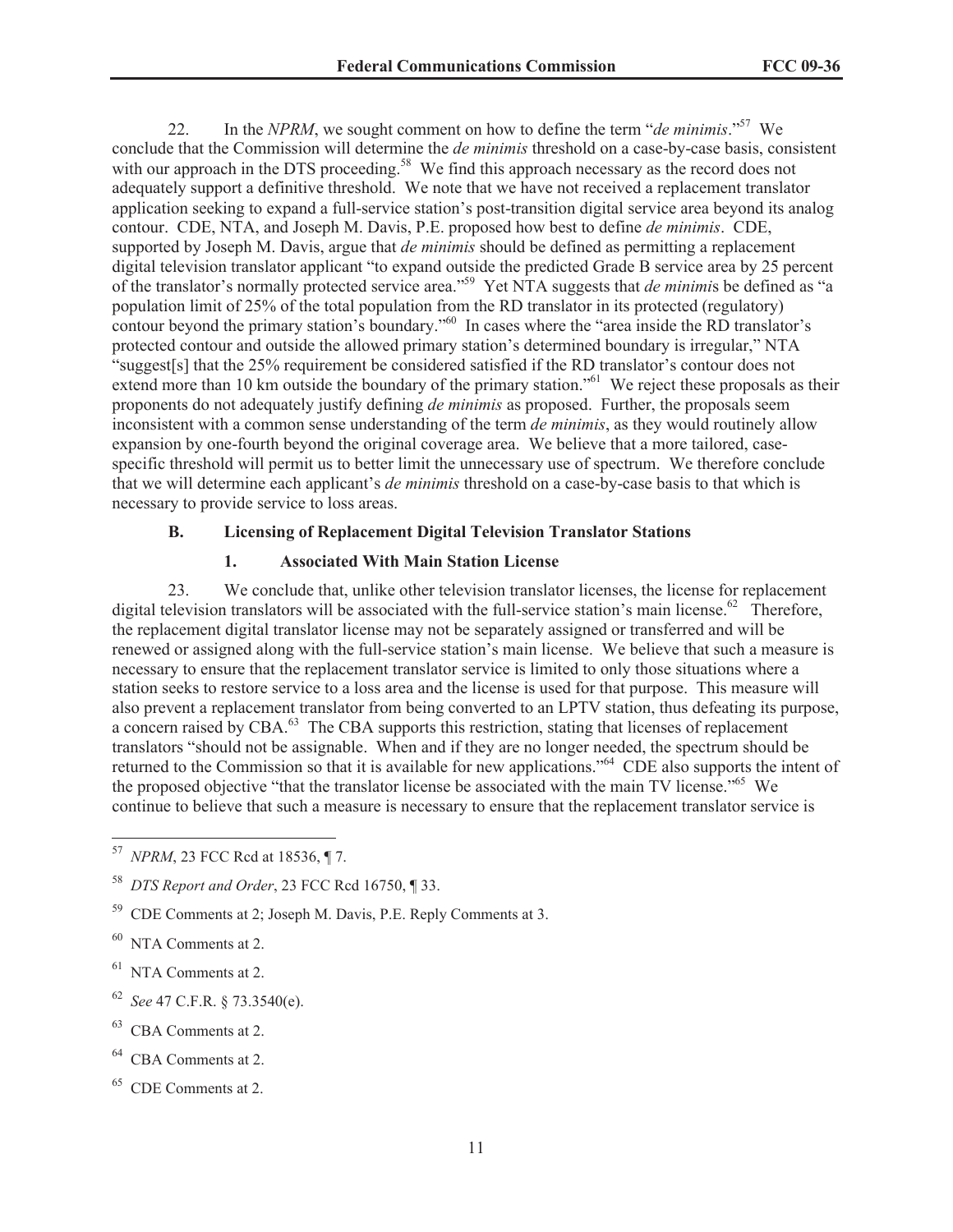22. In the *NPRM*, we sought comment on how to define the term "*de minimis*."[57] We conclude that the Commission will determine the *de minimis* threshold on a case-by-case basis, consistent with our approach in the DTS proceeding.[58] We find this approach necessary as the record does not adequately support a definitive threshold. We note that we have not received a replacement translator application seeking to expand a full-service station's post-transition digital service area beyond its analog contour. CDE, NTA, and Joseph M. Davis, P.E. proposed how best to define *de minimis*. CDE, supported by Joseph M. Davis, argue that *de minimis* should be defined as permitting a replacement digital television translator applicant "to expand outside the predicted Grade B service area by 25 percent of the translator's normally protected service area."[59] Yet NTA suggests that *de minimis* be defined as "a population limit of 25% of the total population from the RD translator in its protected (regulatory) contour beyond the primary station's boundary."[60] In cases where the "area inside the RD translator's protected contour and outside the allowed primary station's determined boundary is irregular," NTA "suggest[s] that the 25% requirement be considered satisfied if the RD translator's contour does not extend more than 10 km outside the boundary of the primary station."[61] We reject these proposals as their proponents do not adequately justify defining *de minimis* as proposed. Further, the proposals seem inconsistent with a common sense understanding of the term *de minimis*, as they would routinely allow expansion by one-fourth beyond the original coverage area. We believe that a more tailored, case-specific threshold will permit us to better limit the unnecessary use of spectrum. We therefore conclude that we will determine each applicant's *de minimis* threshold on a case-by-case basis to that which is necessary to provide service to loss areas.

### B. Licensing of Replacement Digital Television Translator Stations

#### 1. Associated With Main Station License

23. We conclude that, unlike other television translator licenses, the license for replacement digital television translators will be associated with the full-service station's main license.[62] Therefore, the replacement digital translator license may not be separately assigned or transferred and will be renewed or assigned along with the full-service station's main license. We believe that such a measure is necessary to ensure that the replacement translator service is limited to only those situations where a station seeks to restore service to a loss area and the license is used for that purpose. This measure will also prevent a replacement translator from being converted to an LPTV station, thus defeating its purpose, a concern raised by CBA.[63] The CBA supports this restriction, stating that licenses of replacement translators "should not be assignable. When and if they are no longer needed, the spectrum should be returned to the Commission so that it is available for new applications."[64] CDE also supports the intent of the proposed objective "that the translator license be associated with the main TV license."[65] We continue to believe that such a measure is necessary to ensure that the replacement translator service is

---

[57] *NPRM*, 23 FCC Rcd at 18536, ¶ 7.

[58] *DTS Report and Order*, 23 FCC Rcd 16750, ¶ 33.

[59] CDE Comments at 2; Joseph M. Davis, P.E. Reply Comments at 3.

[60] NTA Comments at 2.

[61] NTA Comments at 2.

[62] *See* 47 C.F.R. § 73.3540(e).

[63] CBA Comments at 2.

[64] CBA Comments at 2.

[65] CDE Comments at 2.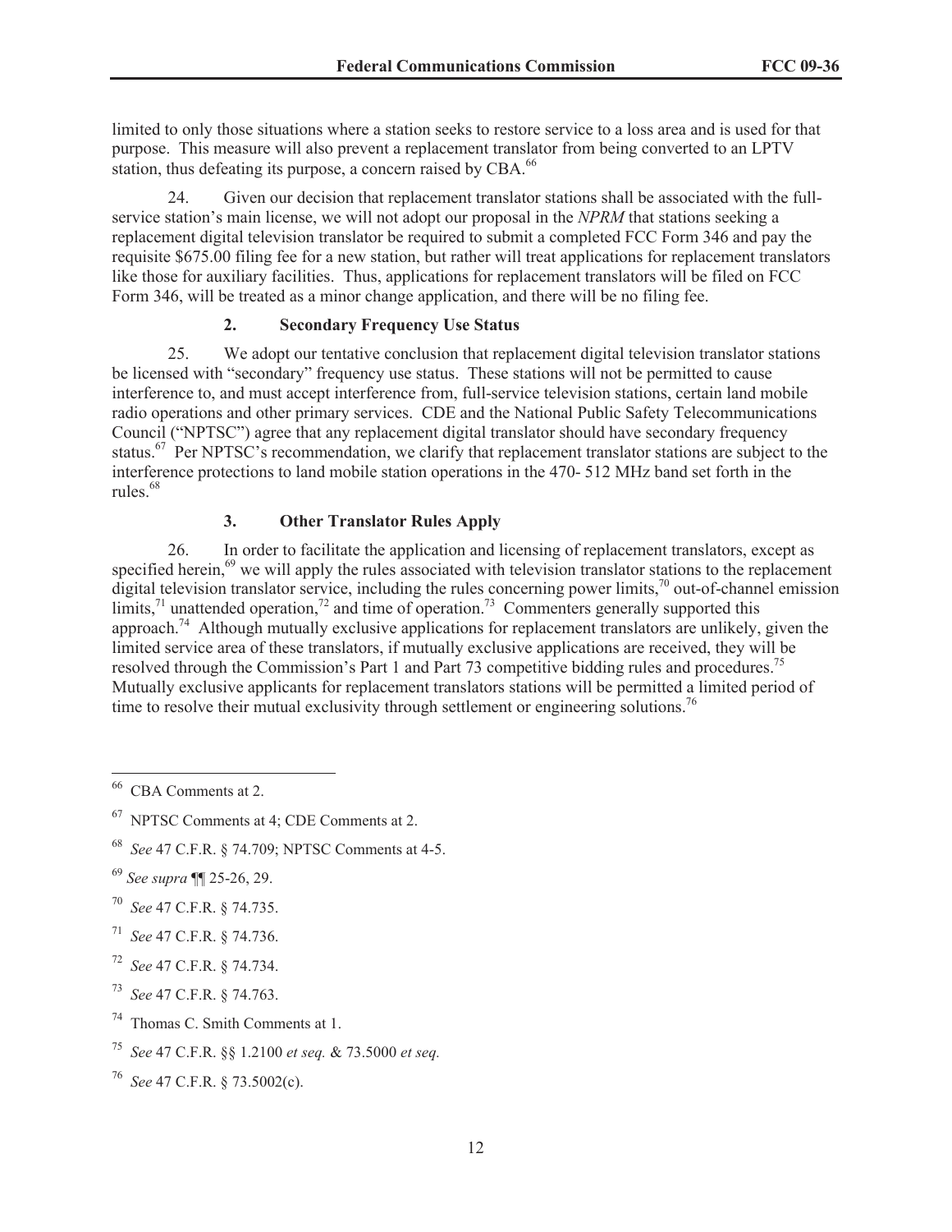limited to only those situations where a station seeks to restore service to a loss area and is used for that purpose. This measure will also prevent a replacement translator from being converted to an LPTV station, thus defeating its purpose, a concern raised by CBA.[66]

24. Given our decision that replacement translator stations shall be associated with the full-service station's main license, we will not adopt our proposal in the *NPRM* that stations seeking a replacement digital television translator be required to submit a completed FCC Form 346 and pay the requisite $675.00 filing fee for a new station, but rather will treat applications for replacement translators like those for auxiliary facilities. Thus, applications for replacement translators will be filed on FCC Form 346, will be treated as a minor change application, and there will be no filing fee.

### 2. Secondary Frequency Use Status

25. We adopt our tentative conclusion that replacement digital television translator stations be licensed with "secondary" frequency use status. These stations will not be permitted to cause interference to, and must accept interference from, full-service television stations, certain land mobile radio operations and other primary services. CDE and the National Public Safety Telecommunications Council ("NPTSC") agree that any replacement digital translator should have secondary frequency status.[67] Per NPTSC's recommendation, we clarify that replacement translator stations are subject to the interference protections to land mobile station operations in the 470- 512 MHz band set forth in the rules.[68]

### 3. Other Translator Rules Apply

26. In order to facilitate the application and licensing of replacement translators, except as specified herein,[69] we will apply the rules associated with television translator stations to the replacement digital television translator service, including the rules concerning power limits,[70] out-of-channel emission limits,[71] unattended operation,[72] and time of operation.[73] Commenters generally supported this approach.[74] Although mutually exclusive applications for replacement translators are unlikely, given the limited service area of these translators, if mutually exclusive applications are received, they will be resolved through the Commission's Part 1 and Part 73 competitive bidding rules and procedures.[75] Mutually exclusive applicants for replacement translators stations will be permitted a limited period of time to resolve their mutual exclusivity through settlement or engineering solutions.[76]

---

[66] CBA Comments at 2.

[67] NPTSC Comments at 4; CDE Comments at 2.

[68] *See* 47 C.F.R. § 74.709; NPTSC Comments at 4-5.

[69] *See supra* ¶¶ 25-26, 29.

[70] *See* 47 C.F.R. § 74.735.

[71] *See* 47 C.F.R. § 74.736.

[72] *See* 47 C.F.R. § 74.734.

[73] *See* 47 C.F.R. § 74.763.

[74] Thomas C. Smith Comments at 1.

[75] *See* 47 C.F.R. §§ 1.2100 *et seq.* & 73.5000 *et seq.*

[76] *See* 47 C.F.R. § 73.5002(c).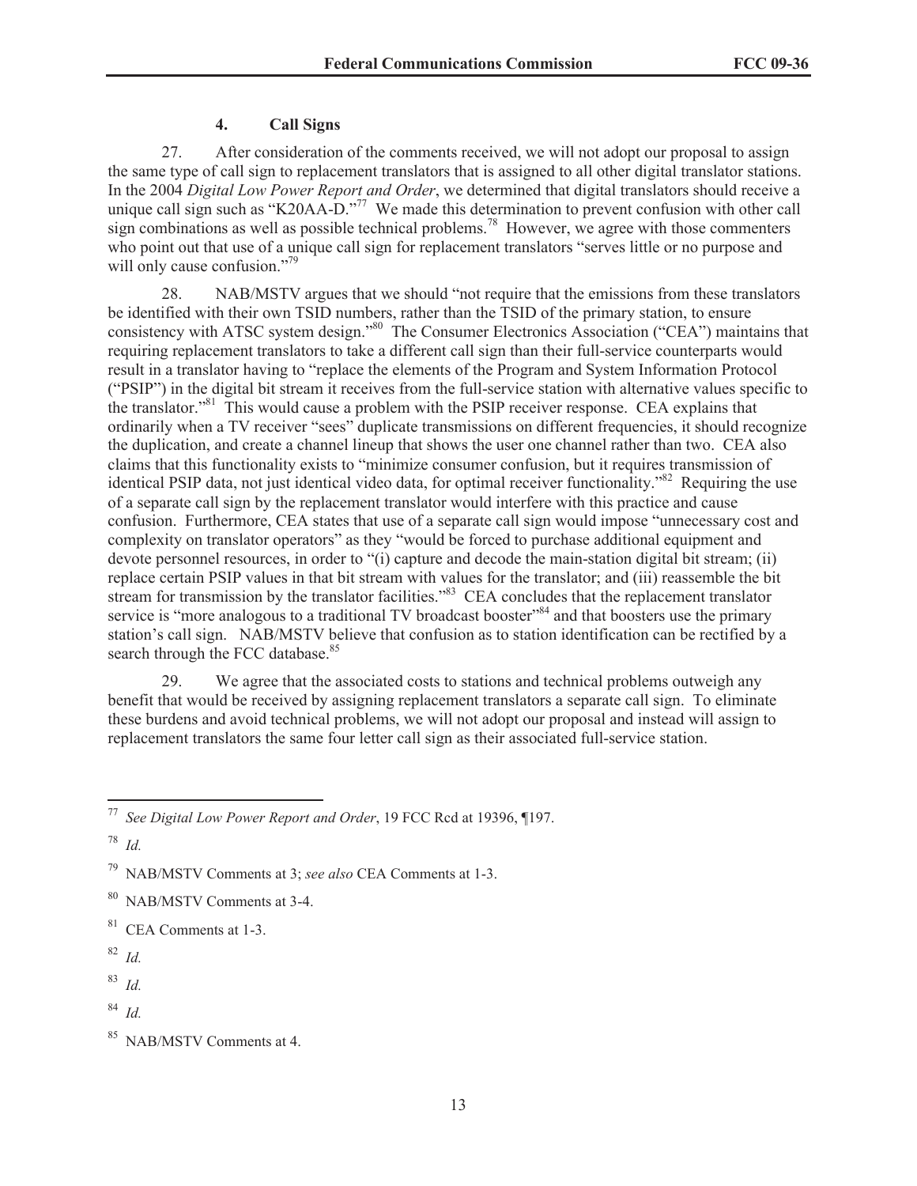#### 4. Call Signs

27. After consideration of the comments received, we will not adopt our proposal to assign the same type of call sign to replacement translators that is assigned to all other digital translator stations. In the 2004 *Digital Low Power Report and Order*, we determined that digital translators should receive a unique call sign such as "K20AA-D."[77] We made this determination to prevent confusion with other call sign combinations as well as possible technical problems.[78] However, we agree with those commenters who point out that use of a unique call sign for replacement translators "serves little or no purpose and will only cause confusion."[79]

28. NAB/MSTV argues that we should "not require that the emissions from these translators be identified with their own TSID numbers, rather than the TSID of the primary station, to ensure consistency with ATSC system design."[80] The Consumer Electronics Association ("CEA") maintains that requiring replacement translators to take a different call sign than their full-service counterparts would result in a translator having to "replace the elements of the Program and System Information Protocol ("PSIP") in the digital bit stream it receives from the full-service station with alternative values specific to the translator."[81] This would cause a problem with the PSIP receiver response. CEA explains that ordinarily when a TV receiver "sees" duplicate transmissions on different frequencies, it should recognize the duplication, and create a channel lineup that shows the user one channel rather than two. CEA also claims that this functionality exists to "minimize consumer confusion, but it requires transmission of identical PSIP data, not just identical video data, for optimal receiver functionality."[82] Requiring the use of a separate call sign by the replacement translator would interfere with this practice and cause confusion. Furthermore, CEA states that use of a separate call sign would impose "unnecessary cost and complexity on translator operators" as they "would be forced to purchase additional equipment and devote personnel resources, in order to "(i) capture and decode the main-station digital bit stream; (ii) replace certain PSIP values in that bit stream with values for the translator; and (iii) reassemble the bit stream for transmission by the translator facilities."[83] CEA concludes that the replacement translator service is "more analogous to a traditional TV broadcast booster"[84] and that boosters use the primary station's call sign. NAB/MSTV believe that confusion as to station identification can be rectified by a search through the FCC database.[85]

29. We agree that the associated costs to stations and technical problems outweigh any benefit that would be received by assigning replacement translators a separate call sign. To eliminate these burdens and avoid technical problems, we will not adopt our proposal and instead will assign to replacement translators the same four letter call sign as their associated full-service station.

---

[77] *See Digital Low Power Report and Order*, 19 FCC Rcd at 19396, ¶197.

[78] *Id.*

[79] NAB/MSTV Comments at 3; *see also* CEA Comments at 1-3.

[80] NAB/MSTV Comments at 3-4.

[81] CEA Comments at 1-3.

[82] *Id.*

[83] *Id.*

[84] *Id.*

[85] NAB/MSTV Comments at 4.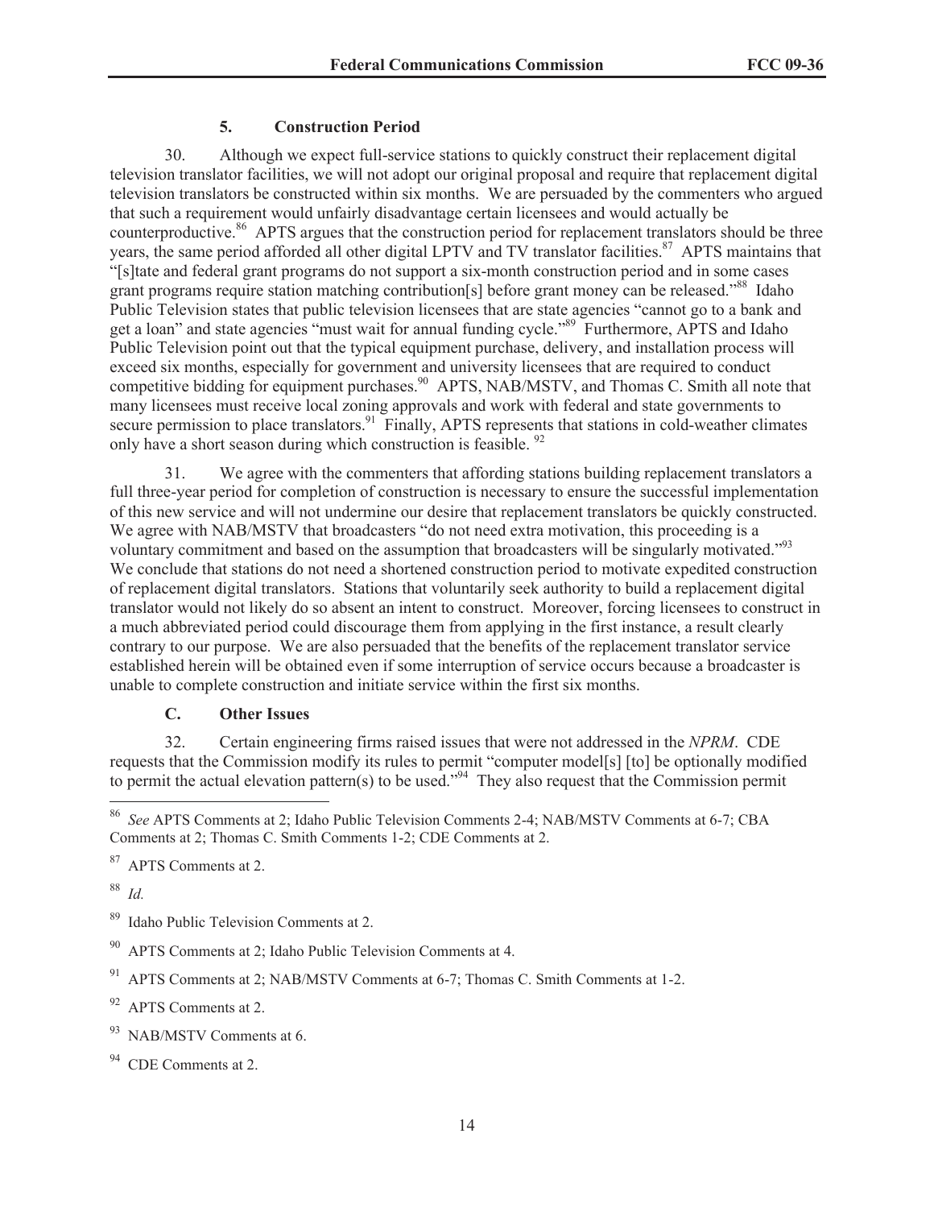### 5. Construction Period

30. Although we expect full-service stations to quickly construct their replacement digital television translator facilities, we will not adopt our original proposal and require that replacement digital television translators be constructed within six months. We are persuaded by the commenters who argued that such a requirement would unfairly disadvantage certain licensees and would actually be counterproductive.[86] APTS argues that the construction period for replacement translators should be three years, the same period afforded all other digital LPTV and TV translator facilities.[87] APTS maintains that "[s]tate and federal grant programs do not support a six-month construction period and in some cases grant programs require station matching contribution[s] before grant money can be released."[88] Idaho Public Television states that public television licensees that are state agencies "cannot go to a bank and get a loan" and state agencies "must wait for annual funding cycle."[89] Furthermore, APTS and Idaho Public Television point out that the typical equipment purchase, delivery, and installation process will exceed six months, especially for government and university licensees that are required to conduct competitive bidding for equipment purchases.[90] APTS, NAB/MSTV, and Thomas C. Smith all note that many licensees must receive local zoning approvals and work with federal and state governments to secure permission to place translators.[91] Finally, APTS represents that stations in cold-weather climates only have a short season during which construction is feasible.[92]

31. We agree with the commenters that affording stations building replacement translators a full three-year period for completion of construction is necessary to ensure the successful implementation of this new service and will not undermine our desire that replacement translators be quickly constructed. We agree with NAB/MSTV that broadcasters "do not need extra motivation, this proceeding is a voluntary commitment and based on the assumption that broadcasters will be singularly motivated."[93] We conclude that stations do not need a shortened construction period to motivate expedited construction of replacement digital translators. Stations that voluntarily seek authority to build a replacement digital translator would not likely do so absent an intent to construct. Moreover, forcing licensees to construct in a much abbreviated period could discourage them from applying in the first instance, a result clearly contrary to our purpose. We are also persuaded that the benefits of the replacement translator service established herein will be obtained even if some interruption of service occurs because a broadcaster is unable to complete construction and initiate service within the first six months.

## C. Other Issues

32. Certain engineering firms raised issues that were not addressed in the *NPRM*. CDE requests that the Commission modify its rules to permit "computer model[s] [to] be optionally modified to permit the actual elevation pattern(s) to be used."[94] They also request that the Commission permit

---

[86] *See* APTS Comments at 2; Idaho Public Television Comments 2-4; NAB/MSTV Comments at 6-7; CBA Comments at 2; Thomas C. Smith Comments 1-2; CDE Comments at 2.

[87] APTS Comments at 2.

[88] *Id.*

[89] Idaho Public Television Comments at 2.

[90] APTS Comments at 2; Idaho Public Television Comments at 4.

[91] APTS Comments at 2; NAB/MSTV Comments at 6-7; Thomas C. Smith Comments at 1-2.

[92] APTS Comments at 2.

[93] NAB/MSTV Comments at 6.

[94] CDE Comments at 2.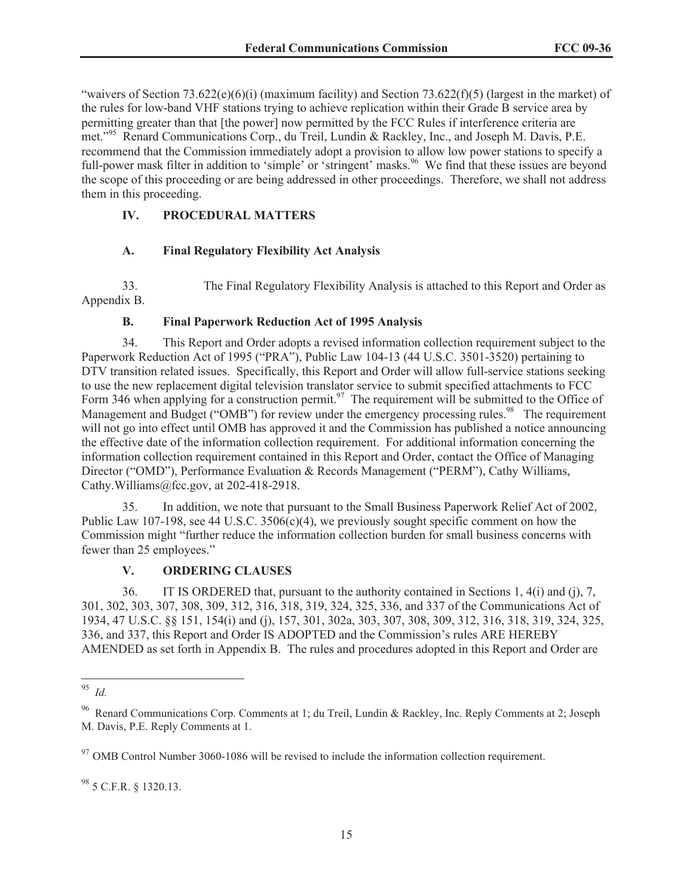"waivers of Section 73.622(e)(6)(i) (maximum facility) and Section 73.622(f)(5) (largest in the market) of the rules for low-band VHF stations trying to achieve replication within their Grade B service area by permitting greater than that [the power] now permitted by the FCC Rules if interference criteria are met."[95] Renard Communications Corp., du Treil, Lundin & Rackley, Inc., and Joseph M. Davis, P.E. recommend that the Commission immediately adopt a provision to allow low power stations to specify a full-power mask filter in addition to 'simple' or 'stringent' masks.[96] We find that these issues are beyond the scope of this proceeding or are being addressed in other proceedings. Therefore, we shall not address them in this proceeding.

## IV. PROCEDURAL MATTERS

### A. Final Regulatory Flexibility Act Analysis

33. The Final Regulatory Flexibility Analysis is attached to this Report and Order as Appendix B.

### B. Final Paperwork Reduction Act of 1995 Analysis

34. This Report and Order adopts a revised information collection requirement subject to the Paperwork Reduction Act of 1995 ("PRA"), Public Law 104-13 (44 U.S.C. 3501-3520) pertaining to DTV transition related issues. Specifically, this Report and Order will allow full-service stations seeking to use the new replacement digital television translator service to submit specified attachments to FCC Form 346 when applying for a construction permit.[97] The requirement will be submitted to the Office of Management and Budget ("OMB") for review under the emergency processing rules.[98] The requirement will not go into effect until OMB has approved it and the Commission has published a notice announcing the effective date of the information collection requirement. For additional information concerning the information collection requirement contained in this Report and Order, contact the Office of Managing Director ("OMD"), Performance Evaluation & Records Management ("PERM"), Cathy Williams, Cathy.Williams@fcc.gov, at 202-418-2918.

35. In addition, we note that pursuant to the Small Business Paperwork Relief Act of 2002, Public Law 107-198, see 44 U.S.C. 3506(c)(4), we previously sought specific comment on how the Commission might "further reduce the information collection burden for small business concerns with fewer than 25 employees."

## V. ORDERING CLAUSES

36. IT IS ORDERED that, pursuant to the authority contained in Sections 1, 4(i) and (j), 7, 301, 302, 303, 307, 308, 309, 312, 316, 318, 319, 324, 325, 336, and 337 of the Communications Act of 1934, 47 U.S.C. §§ 151, 154(i) and (j), 157, 301, 302a, 303, 307, 308, 309, 312, 316, 318, 319, 324, 325, 336, and 337, this Report and Order IS ADOPTED and the Commission's rules ARE HEREBY AMENDED as set forth in Appendix B. The rules and procedures adopted in this Report and Order are

---

[95] *Id.*

[96] Renard Communications Corp. Comments at 1; du Treil, Lundin & Rackley, Inc. Reply Comments at 2; Joseph M. Davis, P.E. Reply Comments at 1.

[97] OMB Control Number 3060-1086 will be revised to include the information collection requirement.

[98] 5 C.F.R. § 1320.13.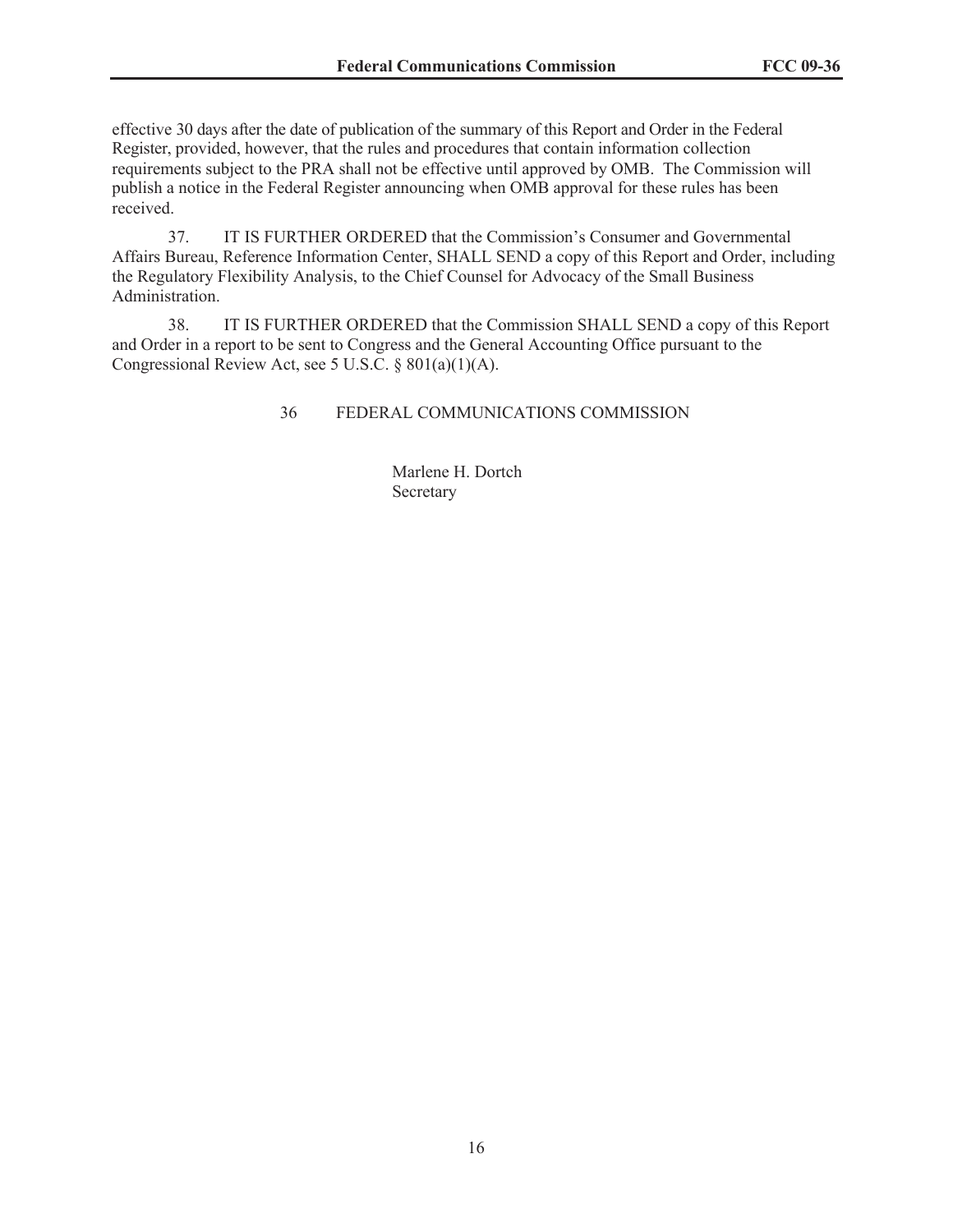effective 30 days after the date of publication of the summary of this Report and Order in the Federal Register, provided, however, that the rules and procedures that contain information collection requirements subject to the PRA shall not be effective until approved by OMB. The Commission will publish a notice in the Federal Register announcing when OMB approval for these rules has been received.

37. IT IS FURTHER ORDERED that the Commission's Consumer and Governmental Affairs Bureau, Reference Information Center, SHALL SEND a copy of this Report and Order, including the Regulatory Flexibility Analysis, to the Chief Counsel for Advocacy of the Small Business Administration.

38. IT IS FURTHER ORDERED that the Commission SHALL SEND a copy of this Report and Order in a report to be sent to Congress and the General Accounting Office pursuant to the Congressional Review Act, see 5 U.S.C. § 801(a)(1)(A).

36 FEDERAL COMMUNICATIONS COMMISSION

Marlene H. Dortch
Secretary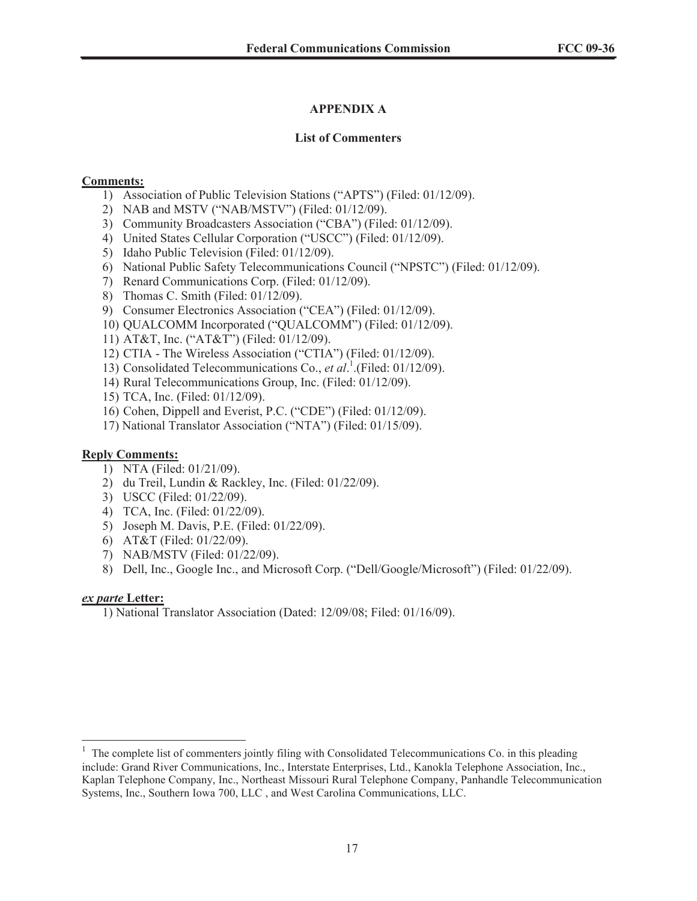# APPENDIX A

## List of Commenters

**Comments:**

1) Association of Public Television Stations ("APTS") (Filed: 01/12/09).
2) NAB and MSTV ("NAB/MSTV") (Filed: 01/12/09).
3) Community Broadcasters Association ("CBA") (Filed: 01/12/09).
4) United States Cellular Corporation ("USCC") (Filed: 01/12/09).
5) Idaho Public Television (Filed: 01/12/09).
6) National Public Safety Telecommunications Council ("NPSTC") (Filed: 01/12/09).
7) Renard Communications Corp. (Filed: 01/12/09).
8) Thomas C. Smith (Filed: 01/12/09).
9) Consumer Electronics Association ("CEA") (Filed: 01/12/09).
10) QUALCOMM Incorporated ("QUALCOMM") (Filed: 01/12/09).
11) AT&T, Inc. ("AT&T") (Filed: 01/12/09).
12) CTIA - The Wireless Association ("CTIA") (Filed: 01/12/09).
13) Consolidated Telecommunications Co., *et al*.[1].(Filed: 01/12/09).
14) Rural Telecommunications Group, Inc. (Filed: 01/12/09).
15) TCA, Inc. (Filed: 01/12/09).
16) Cohen, Dippell and Everist, P.C. ("CDE") (Filed: 01/12/09).
17) National Translator Association ("NTA") (Filed: 01/15/09).

**Reply Comments:**

1) NTA (Filed: 01/21/09).
2) du Treil, Lundin & Rackley, Inc. (Filed: 01/22/09).
3) USCC (Filed: 01/22/09).
4) TCA, Inc. (Filed: 01/22/09).
5) Joseph M. Davis, P.E. (Filed: 01/22/09).
6) AT&T (Filed: 01/22/09).
7) NAB/MSTV (Filed: 01/22/09).
8) Dell, Inc., Google Inc., and Microsoft Corp. ("Dell/Google/Microsoft") (Filed: 01/22/09).

***ex parte* Letter:**

1) National Translator Association (Dated: 12/09/08; Filed: 01/16/09).

---

[1] The complete list of commenters jointly filing with Consolidated Telecommunications Co. in this pleading include: Grand River Communications, Inc., Interstate Enterprises, Ltd., Kanokla Telephone Association, Inc., Kaplan Telephone Company, Inc., Northeast Missouri Rural Telephone Company, Panhandle Telecommunication Systems, Inc., Southern Iowa 700, LLC , and West Carolina Communications, LLC.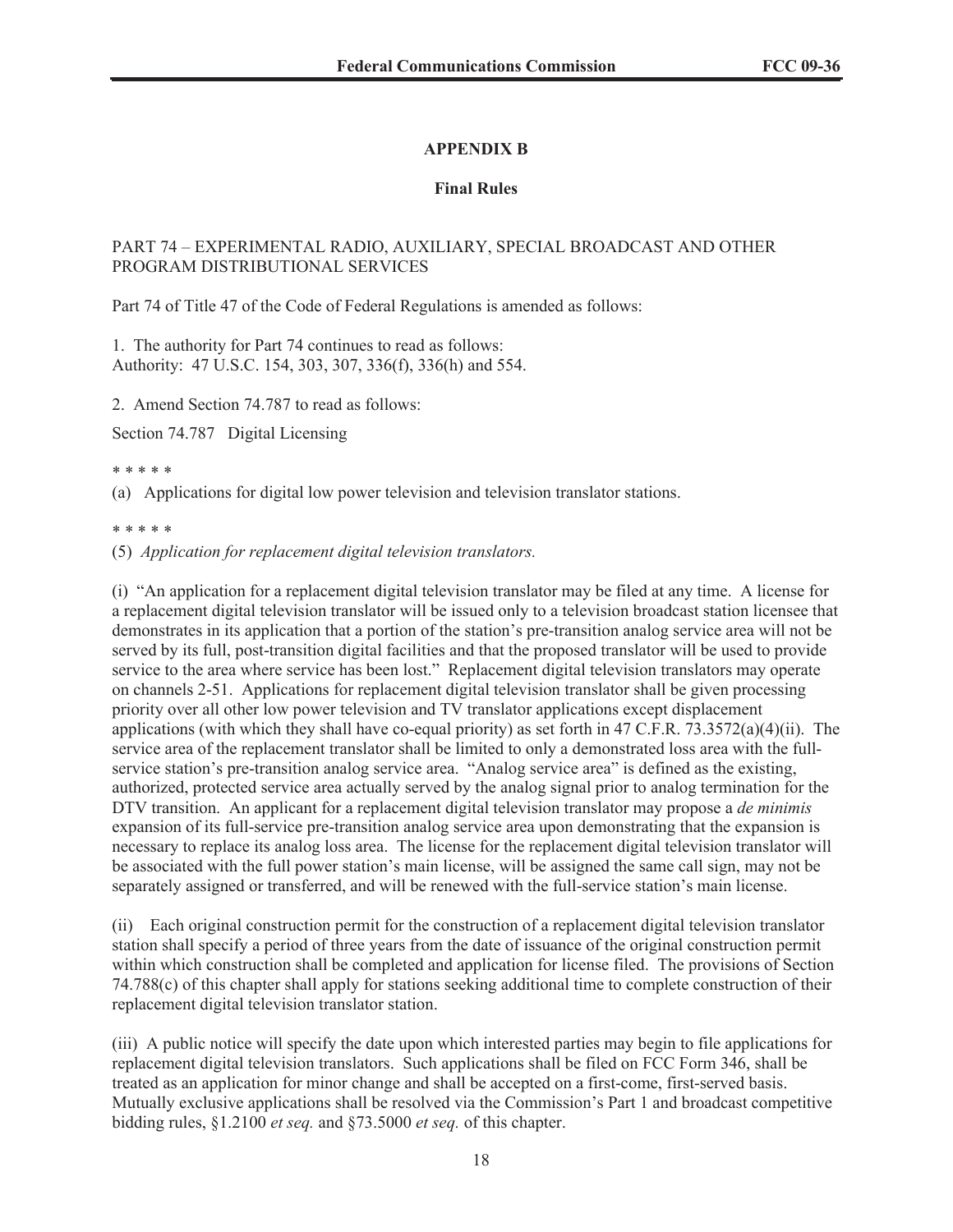## APPENDIX B

### Final Rules

PART 74 – EXPERIMENTAL RADIO, AUXILIARY, SPECIAL BROADCAST AND OTHER PROGRAM DISTRIBUTIONAL SERVICES

Part 74 of Title 47 of the Code of Federal Regulations is amended as follows:

1. The authority for Part 74 continues to read as follows:
Authority: 47 U.S.C. 154, 303, 307, 336(f), 336(h) and 554.

2. Amend Section 74.787 to read as follows:

Section 74.787 Digital Licensing

\* \* \* \* \*

(a) Applications for digital low power television and television translator stations.

\* \* \* \* \*

(5) *Application for replacement digital television translators.*

(i) "An application for a replacement digital television translator may be filed at any time. A license for a replacement digital television translator will be issued only to a television broadcast station licensee that demonstrates in its application that a portion of the station's pre-transition analog service area will not be served by its full, post-transition digital facilities and that the proposed translator will be used to provide service to the area where service has been lost." Replacement digital television translators may operate on channels 2-51. Applications for replacement digital television translator shall be given processing priority over all other low power television and TV translator applications except displacement applications (with which they shall have co-equal priority) as set forth in 47 C.F.R. 73.3572(a)(4)(ii). The service area of the replacement translator shall be limited to only a demonstrated loss area with the full-service station's pre-transition analog service area. "Analog service area" is defined as the existing, authorized, protected service area actually served by the analog signal prior to analog termination for the DTV transition. An applicant for a replacement digital television translator may propose a *de minimis* expansion of its full-service pre-transition analog service area upon demonstrating that the expansion is necessary to replace its analog loss area. The license for the replacement digital television translator will be associated with the full power station's main license, will be assigned the same call sign, may not be separately assigned or transferred, and will be renewed with the full-service station's main license.

(ii) Each original construction permit for the construction of a replacement digital television translator station shall specify a period of three years from the date of issuance of the original construction permit within which construction shall be completed and application for license filed. The provisions of Section 74.788(c) of this chapter shall apply for stations seeking additional time to complete construction of their replacement digital television translator station.

(iii) A public notice will specify the date upon which interested parties may begin to file applications for replacement digital television translators. Such applications shall be filed on FCC Form 346, shall be treated as an application for minor change and shall be accepted on a first-come, first-served basis. Mutually exclusive applications shall be resolved via the Commission's Part 1 and broadcast competitive bidding rules, §1.2100 *et seq.* and §73.5000 *et seq.* of this chapter.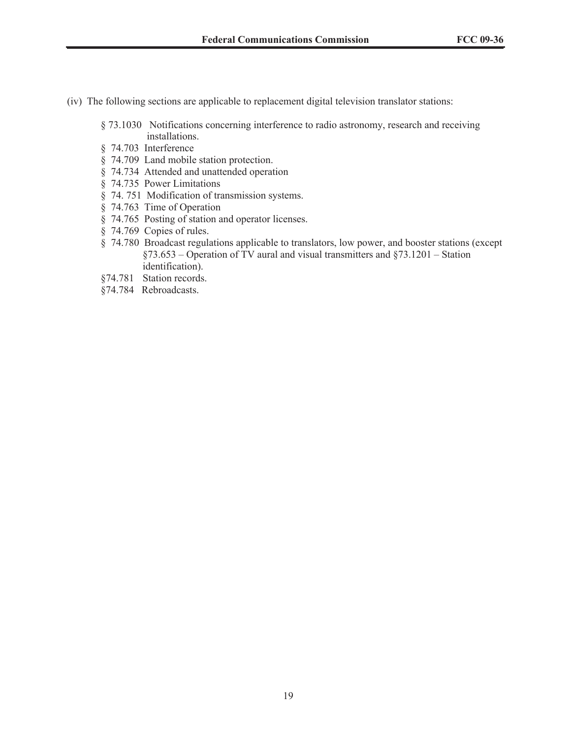(iv) The following sections are applicable to replacement digital television translator stations:

- § 73.1030 Notifications concerning interference to radio astronomy, research and receiving installations.
- § 74.703 Interference
- § 74.709 Land mobile station protection.
- § 74.734 Attended and unattended operation
- § 74.735 Power Limitations
- § 74. 751 Modification of transmission systems.
- § 74.763 Time of Operation
- § 74.765 Posting of station and operator licenses.
- § 74.769 Copies of rules.
- § 74.780 Broadcast regulations applicable to translators, low power, and booster stations (except §73.653 – Operation of TV aural and visual transmitters and §73.1201 – Station identification).
- §74.781 Station records.
- §74.784 Rebroadcasts.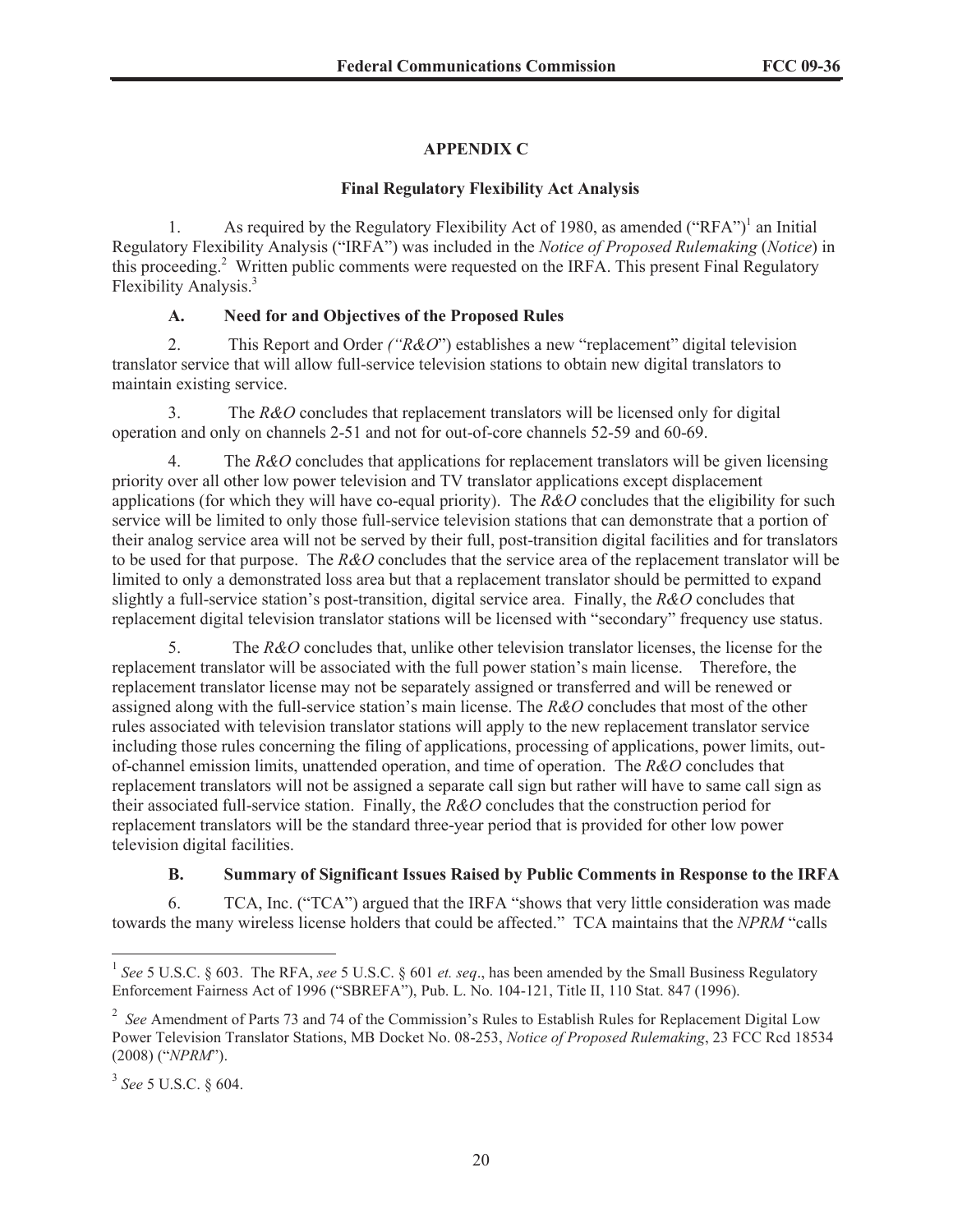## APPENDIX C

### Final Regulatory Flexibility Act Analysis

1. As required by the Regulatory Flexibility Act of 1980, as amended ("RFA")[1] an Initial Regulatory Flexibility Analysis ("IRFA") was included in the *Notice of Proposed Rulemaking* (*Notice*) in this proceeding.[2] Written public comments were requested on the IRFA. This present Final Regulatory Flexibility Analysis.[3]

#### A. Need for and Objectives of the Proposed Rules

2. This Report and Order *("R&O*") establishes a new "replacement" digital television translator service that will allow full-service television stations to obtain new digital translators to maintain existing service.

3. The *R&O* concludes that replacement translators will be licensed only for digital operation and only on channels 2-51 and not for out-of-core channels 52-59 and 60-69.

4. The *R&O* concludes that applications for replacement translators will be given licensing priority over all other low power television and TV translator applications except displacement applications (for which they will have co-equal priority). The *R&O* concludes that the eligibility for such service will be limited to only those full-service television stations that can demonstrate that a portion of their analog service area will not be served by their full, post-transition digital facilities and for translators to be used for that purpose. The *R&O* concludes that the service area of the replacement translator will be limited to only a demonstrated loss area but that a replacement translator should be permitted to expand slightly a full-service station's post-transition, digital service area. Finally, the *R&O* concludes that replacement digital television translator stations will be licensed with "secondary" frequency use status.

5. The *R&O* concludes that, unlike other television translator licenses, the license for the replacement translator will be associated with the full power station's main license. Therefore, the replacement translator license may not be separately assigned or transferred and will be renewed or assigned along with the full-service station's main license. The *R&O* concludes that most of the other rules associated with television translator stations will apply to the new replacement translator service including those rules concerning the filing of applications, processing of applications, power limits, out-of-channel emission limits, unattended operation, and time of operation. The *R&O* concludes that replacement translators will not be assigned a separate call sign but rather will have to same call sign as their associated full-service station. Finally, the *R&O* concludes that the construction period for replacement translators will be the standard three-year period that is provided for other low power television digital facilities.

#### B. Summary of Significant Issues Raised by Public Comments in Response to the IRFA

6. TCA, Inc. ("TCA") argued that the IRFA "shows that very little consideration was made towards the many wireless license holders that could be affected." TCA maintains that the *NPRM* "calls

---

[1] *See* 5 U.S.C. § 603. The RFA, *see* 5 U.S.C. § 601 *et. seq*., has been amended by the Small Business Regulatory Enforcement Fairness Act of 1996 ("SBREFA"), Pub. L. No. 104-121, Title II, 110 Stat. 847 (1996).

[2] *See* Amendment of Parts 73 and 74 of the Commission's Rules to Establish Rules for Replacement Digital Low Power Television Translator Stations, MB Docket No. 08-253, *Notice of Proposed Rulemaking*, 23 FCC Rcd 18534 (2008) ("*NPRM*").

[3] *See* 5 U.S.C. § 604.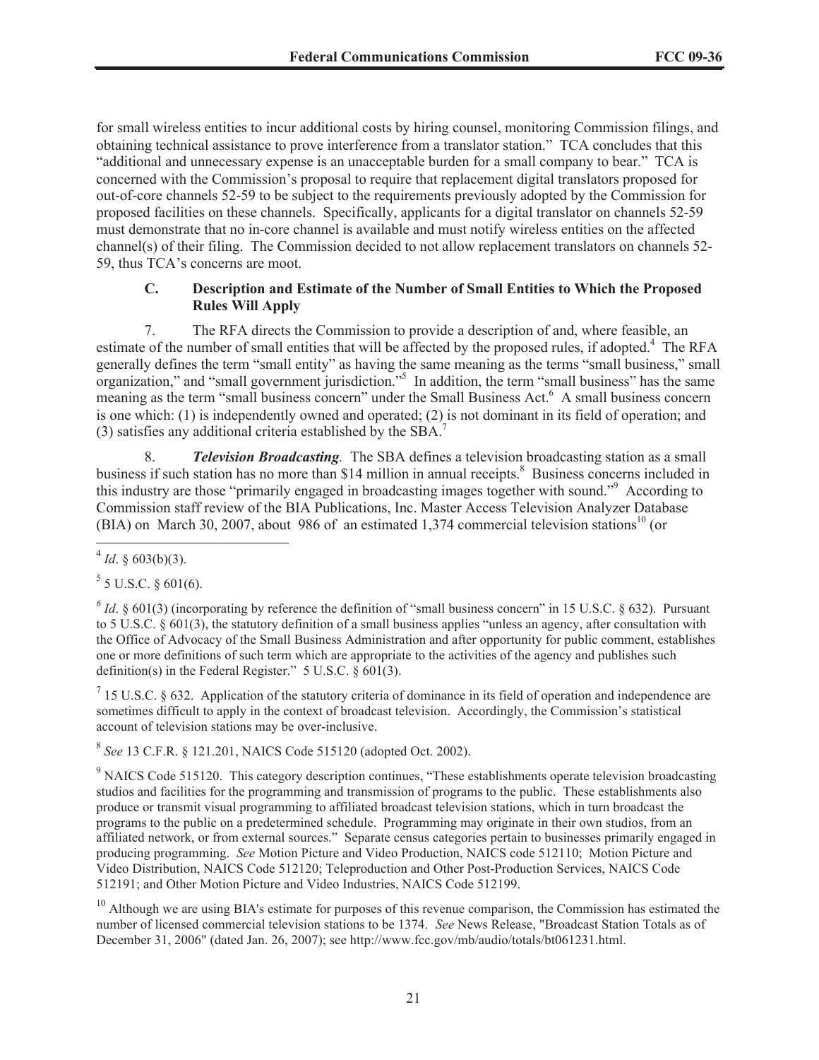for small wireless entities to incur additional costs by hiring counsel, monitoring Commission filings, and obtaining technical assistance to prove interference from a translator station." TCA concludes that this "additional and unnecessary expense is an unacceptable burden for a small company to bear." TCA is concerned with the Commission's proposal to require that replacement digital translators proposed for out-of-core channels 52-59 to be subject to the requirements previously adopted by the Commission for proposed facilities on these channels. Specifically, applicants for a digital translator on channels 52-59 must demonstrate that no in-core channel is available and must notify wireless entities on the affected channel(s) of their filing. The Commission decided to not allow replacement translators on channels 52-59, thus TCA's concerns are moot.

### C. Description and Estimate of the Number of Small Entities to Which the Proposed Rules Will Apply

7. The RFA directs the Commission to provide a description of and, where feasible, an estimate of the number of small entities that will be affected by the proposed rules, if adopted.[4] The RFA generally defines the term "small entity" as having the same meaning as the terms "small business," small organization," and "small government jurisdiction."[5] In addition, the term "small business" has the same meaning as the term "small business concern" under the Small Business Act.[6] A small business concern is one which: (1) is independently owned and operated; (2) is not dominant in its field of operation; and (3) satisfies any additional criteria established by the SBA.[7]

8. ***Television Broadcasting**.* The SBA defines a television broadcasting station as a small business if such station has no more than $14 million in annual receipts.[8] Business concerns included in this industry are those "primarily engaged in broadcasting images together with sound."[9] According to Commission staff review of the BIA Publications, Inc. Master Access Television Analyzer Database (BIA) on March 30, 2007, about 986 of an estimated 1,374 commercial television stations[10] (or

---

[4] *Id*. § 603(b)(3).

[5] 5 U.S.C. § 601(6).

[6] *Id*. § 601(3) (incorporating by reference the definition of "small business concern" in 15 U.S.C. § 632). Pursuant to 5 U.S.C. § 601(3), the statutory definition of a small business applies "unless an agency, after consultation with the Office of Advocacy of the Small Business Administration and after opportunity for public comment, establishes one or more definitions of such term which are appropriate to the activities of the agency and publishes such definition(s) in the Federal Register." 5 U.S.C. § 601(3).

[7] 15 U.S.C. § 632. Application of the statutory criteria of dominance in its field of operation and independence are sometimes difficult to apply in the context of broadcast television. Accordingly, the Commission's statistical account of television stations may be over-inclusive.

[8] *See* 13 C.F.R. § 121.201, NAICS Code 515120 (adopted Oct. 2002).

[9] NAICS Code 515120. This category description continues, "These establishments operate television broadcasting studios and facilities for the programming and transmission of programs to the public. These establishments also produce or transmit visual programming to affiliated broadcast television stations, which in turn broadcast the programs to the public on a predetermined schedule. Programming may originate in their own studios, from an affiliated network, or from external sources." Separate census categories pertain to businesses primarily engaged in producing programming. *See* Motion Picture and Video Production, NAICS code 512110; Motion Picture and Video Distribution, NAICS Code 512120; Teleproduction and Other Post-Production Services, NAICS Code 512191; and Other Motion Picture and Video Industries, NAICS Code 512199.

[10] Although we are using BIA's estimate for purposes of this revenue comparison, the Commission has estimated the number of licensed commercial television stations to be 1374. *See* News Release, "Broadcast Station Totals as of December 31, 2006" (dated Jan. 26, 2007); see http://www.fcc.gov/mb/audio/totals/bt061231.html.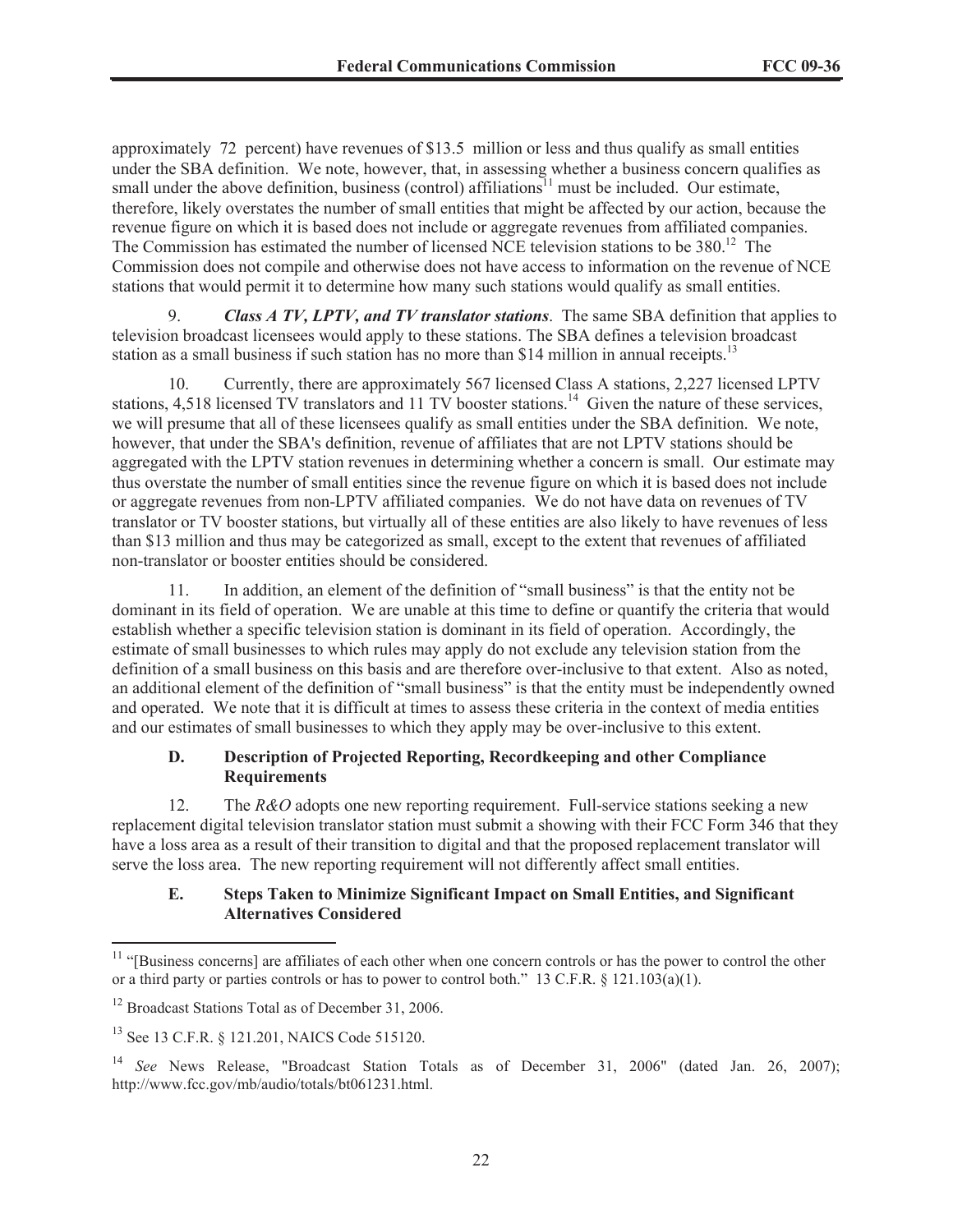approximately 72 percent) have revenues of $13.5 million or less and thus qualify as small entities under the SBA definition. We note, however, that, in assessing whether a business concern qualifies as small under the above definition, business (control) affiliations[11] must be included. Our estimate, therefore, likely overstates the number of small entities that might be affected by our action, because the revenue figure on which it is based does not include or aggregate revenues from affiliated companies. The Commission has estimated the number of licensed NCE television stations to be 380.[12] The Commission does not compile and otherwise does not have access to information on the revenue of NCE stations that would permit it to determine how many such stations would qualify as small entities.

9. ***Class A TV, LPTV, and TV translator stations***. The same SBA definition that applies to television broadcast licensees would apply to these stations. The SBA defines a television broadcast station as a small business if such station has no more than $14 million in annual receipts.[13]

10. Currently, there are approximately 567 licensed Class A stations, 2,227 licensed LPTV stations, 4,518 licensed TV translators and 11 TV booster stations.[14] Given the nature of these services, we will presume that all of these licensees qualify as small entities under the SBA definition. We note, however, that under the SBA's definition, revenue of affiliates that are not LPTV stations should be aggregated with the LPTV station revenues in determining whether a concern is small. Our estimate may thus overstate the number of small entities since the revenue figure on which it is based does not include or aggregate revenues from non-LPTV affiliated companies. We do not have data on revenues of TV translator or TV booster stations, but virtually all of these entities are also likely to have revenues of less than $13 million and thus may be categorized as small, except to the extent that revenues of affiliated non-translator or booster entities should be considered.

11. In addition, an element of the definition of "small business" is that the entity not be dominant in its field of operation. We are unable at this time to define or quantify the criteria that would establish whether a specific television station is dominant in its field of operation. Accordingly, the estimate of small businesses to which rules may apply do not exclude any television station from the definition of a small business on this basis and are therefore over-inclusive to that extent. Also as noted, an additional element of the definition of "small business" is that the entity must be independently owned and operated. We note that it is difficult at times to assess these criteria in the context of media entities and our estimates of small businesses to which they apply may be over-inclusive to this extent.

### D. Description of Projected Reporting, Recordkeeping and other Compliance Requirements

12. The *R&O* adopts one new reporting requirement. Full-service stations seeking a new replacement digital television translator station must submit a showing with their FCC Form 346 that they have a loss area as a result of their transition to digital and that the proposed replacement translator will serve the loss area. The new reporting requirement will not differently affect small entities.

### E. Steps Taken to Minimize Significant Impact on Small Entities, and Significant Alternatives Considered

---

[11] "[Business concerns] are affiliates of each other when one concern controls or has the power to control the other or a third party or parties controls or has to power to control both." 13 C.F.R. § 121.103(a)(1).

[12] Broadcast Stations Total as of December 31, 2006.

[13] See 13 C.F.R. § 121.201, NAICS Code 515120.

[14] *See* News Release, "Broadcast Station Totals as of December 31, 2006" (dated Jan. 26, 2007); http://www.fcc.gov/mb/audio/totals/bt061231.html.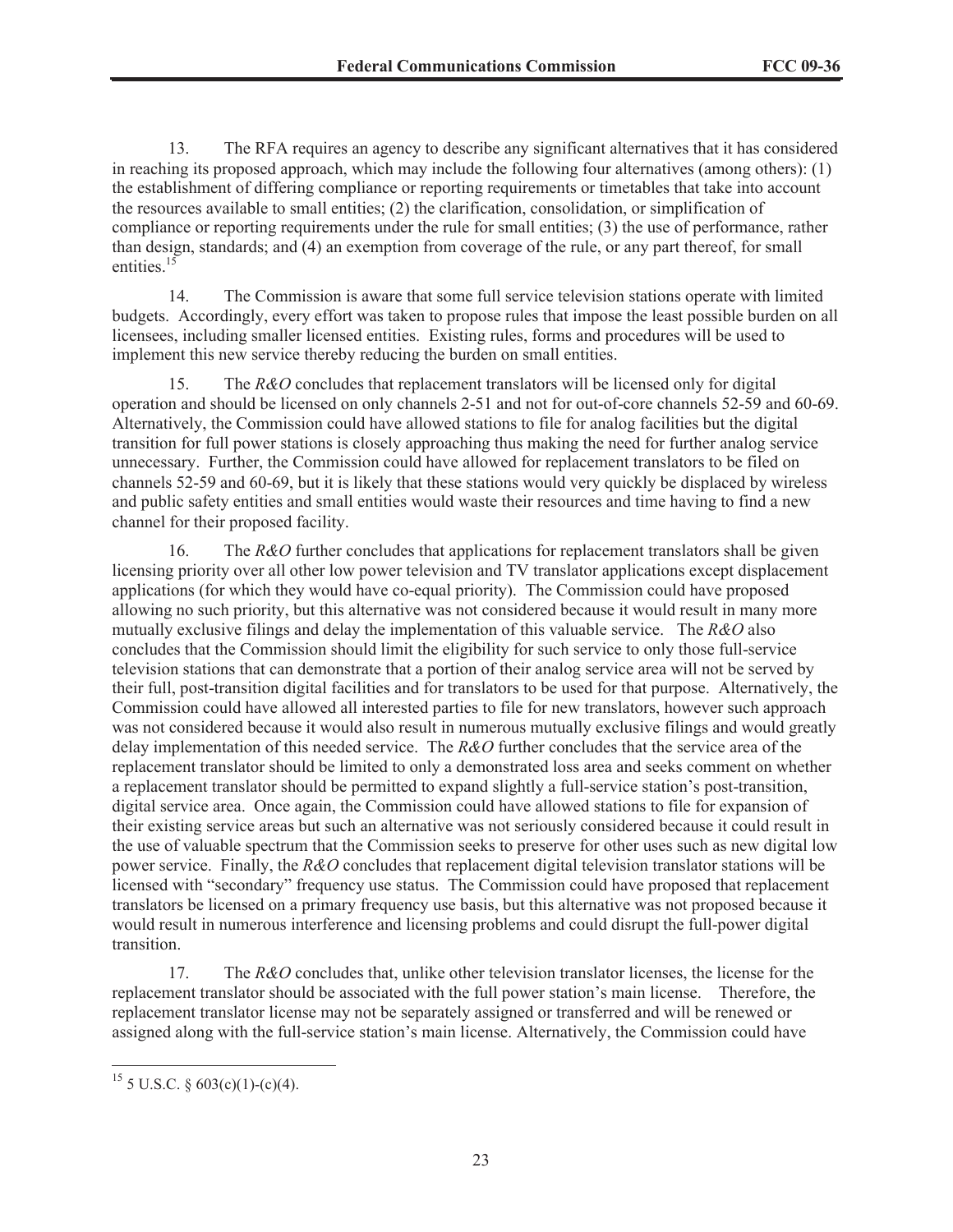13. The RFA requires an agency to describe any significant alternatives that it has considered in reaching its proposed approach, which may include the following four alternatives (among others): (1) the establishment of differing compliance or reporting requirements or timetables that take into account the resources available to small entities; (2) the clarification, consolidation, or simplification of compliance or reporting requirements under the rule for small entities; (3) the use of performance, rather than design, standards; and (4) an exemption from coverage of the rule, or any part thereof, for small entities.[15]

14. The Commission is aware that some full service television stations operate with limited budgets. Accordingly, every effort was taken to propose rules that impose the least possible burden on all licensees, including smaller licensed entities. Existing rules, forms and procedures will be used to implement this new service thereby reducing the burden on small entities.

15. The *R&O* concludes that replacement translators will be licensed only for digital operation and should be licensed on only channels 2-51 and not for out-of-core channels 52-59 and 60-69. Alternatively, the Commission could have allowed stations to file for analog facilities but the digital transition for full power stations is closely approaching thus making the need for further analog service unnecessary. Further, the Commission could have allowed for replacement translators to be filed on channels 52-59 and 60-69, but it is likely that these stations would very quickly be displaced by wireless and public safety entities and small entities would waste their resources and time having to find a new channel for their proposed facility.

16. The *R&O* further concludes that applications for replacement translators shall be given licensing priority over all other low power television and TV translator applications except displacement applications (for which they would have co-equal priority). The Commission could have proposed allowing no such priority, but this alternative was not considered because it would result in many more mutually exclusive filings and delay the implementation of this valuable service. The *R&O* also concludes that the Commission should limit the eligibility for such service to only those full-service television stations that can demonstrate that a portion of their analog service area will not be served by their full, post-transition digital facilities and for translators to be used for that purpose. Alternatively, the Commission could have allowed all interested parties to file for new translators, however such approach was not considered because it would also result in numerous mutually exclusive filings and would greatly delay implementation of this needed service. The *R&O* further concludes that the service area of the replacement translator should be limited to only a demonstrated loss area and seeks comment on whether a replacement translator should be permitted to expand slightly a full-service station's post-transition, digital service area. Once again, the Commission could have allowed stations to file for expansion of their existing service areas but such an alternative was not seriously considered because it could result in the use of valuable spectrum that the Commission seeks to preserve for other uses such as new digital low power service. Finally, the *R&O* concludes that replacement digital television translator stations will be licensed with "secondary" frequency use status. The Commission could have proposed that replacement translators be licensed on a primary frequency use basis, but this alternative was not proposed because it would result in numerous interference and licensing problems and could disrupt the full-power digital transition.

17. The *R&O* concludes that, unlike other television translator licenses, the license for the replacement translator should be associated with the full power station's main license. Therefore, the replacement translator license may not be separately assigned or transferred and will be renewed or assigned along with the full-service station's main license. Alternatively, the Commission could have

[15] 5 U.S.C. § 603(c)(1)-(c)(4).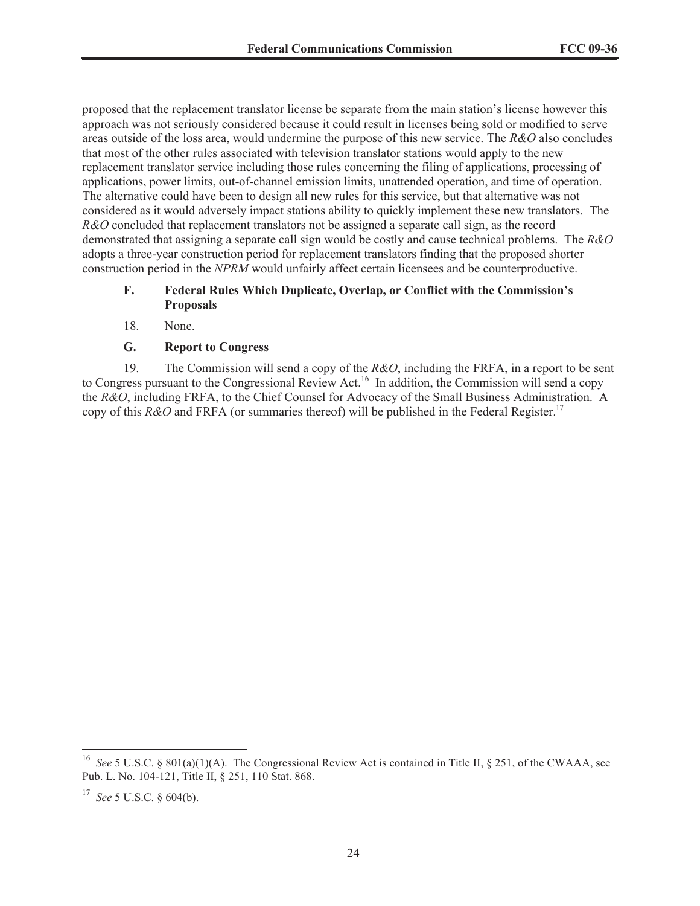proposed that the replacement translator license be separate from the main station's license however this approach was not seriously considered because it could result in licenses being sold or modified to serve areas outside of the loss area, would undermine the purpose of this new service. The *R&O* also concludes that most of the other rules associated with television translator stations would apply to the new replacement translator service including those rules concerning the filing of applications, processing of applications, power limits, out-of-channel emission limits, unattended operation, and time of operation. The alternative could have been to design all new rules for this service, but that alternative was not considered as it would adversely impact stations ability to quickly implement these new translators. The *R&O* concluded that replacement translators not be assigned a separate call sign, as the record demonstrated that assigning a separate call sign would be costly and cause technical problems. The *R&O* adopts a three-year construction period for replacement translators finding that the proposed shorter construction period in the *NPRM* would unfairly affect certain licensees and be counterproductive.

### F. Federal Rules Which Duplicate, Overlap, or Conflict with the Commission's Proposals

18. None.

### G. Report to Congress

19. The Commission will send a copy of the *R&O*, including the FRFA, in a report to be sent to Congress pursuant to the Congressional Review Act.[16] In addition, the Commission will send a copy the *R&O*, including FRFA, to the Chief Counsel for Advocacy of the Small Business Administration. A copy of this *R&O* and FRFA (or summaries thereof) will be published in the Federal Register.[17]

---

[16] *See* 5 U.S.C. § 801(a)(1)(A). The Congressional Review Act is contained in Title II, § 251, of the CWAAA, see Pub. L. No. 104-121, Title II, § 251, 110 Stat. 868.

[17] *See* 5 U.S.C. § 604(b).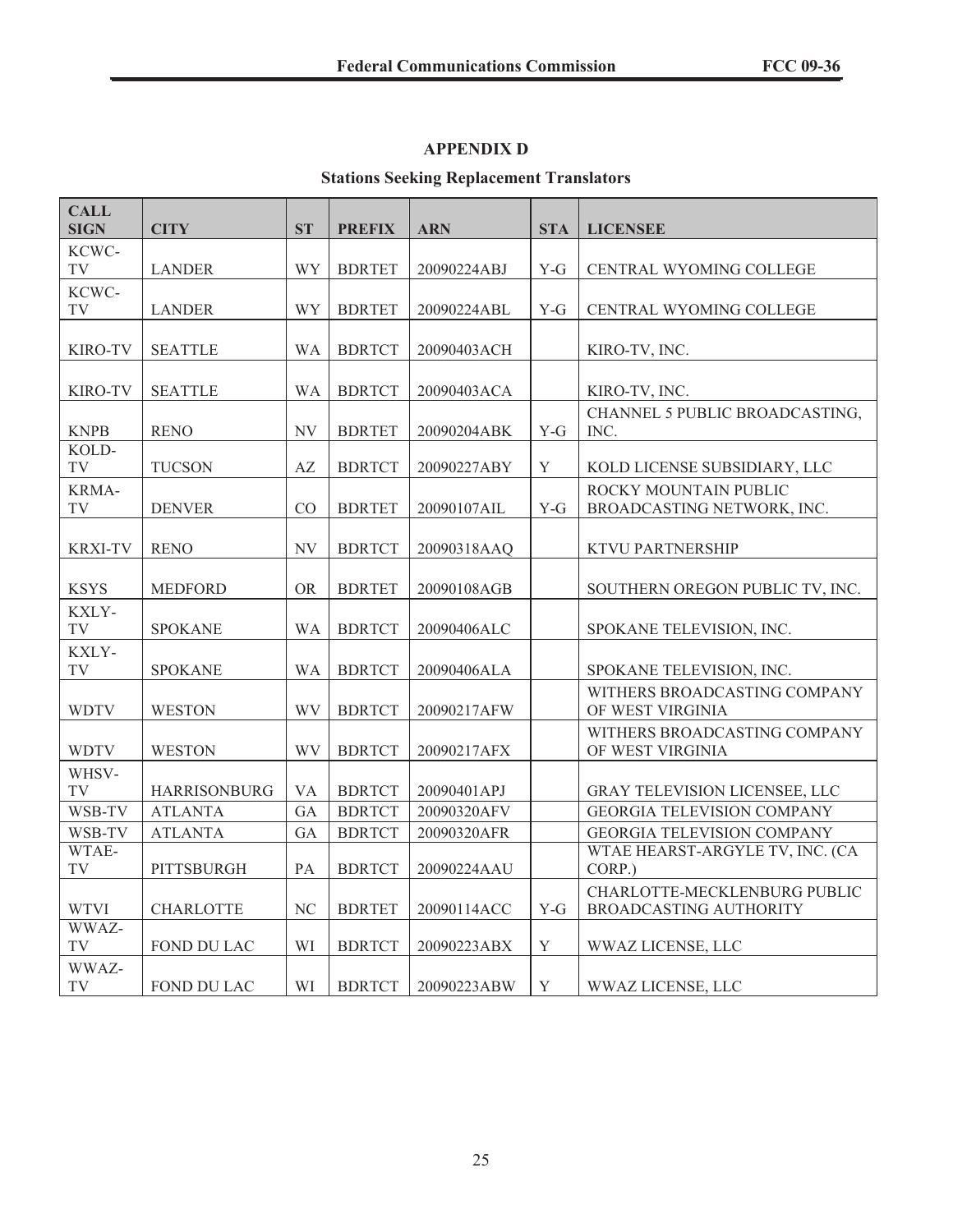## APPENDIX D

### Stations Seeking Replacement Translators

| CALL SIGN | CITY | ST | PREFIX | ARN | STA | LICENSEE |
|---|---|---|---|---|---|---|
| KCWC-TV | LANDER | WY | BDRTET | 20090224ABJ | Y-G | CENTRAL WYOMING COLLEGE |
| KCWC-TV | LANDER | WY | BDRTET | 20090224ABL | Y-G | CENTRAL WYOMING COLLEGE |
| KIRO-TV | SEATTLE | WA | BDRTCT | 20090403ACH | | KIRO-TV, INC. |
| KIRO-TV | SEATTLE | WA | BDRTCT | 20090403ACA | | KIRO-TV, INC. |
| KNPB | RENO | NV | BDRTET | 20090204ABK | Y-G | CHANNEL 5 PUBLIC BROADCASTING, INC. |
| KOLD-TV | TUCSON | AZ | BDRTCT | 20090227ABY | Y | KOLD LICENSE SUBSIDIARY, LLC |
| KRMA-TV | DENVER | CO | BDRTET | 20090107AIL | Y-G | ROCKY MOUNTAIN PUBLIC BROADCASTING NETWORK, INC. |
| KRXI-TV | RENO | NV | BDRTCT | 20090318AAQ | | KTVU PARTNERSHIP |
| KSYS | MEDFORD | OR | BDRTET | 20090108AGB | | SOUTHERN OREGON PUBLIC TV, INC. |
| KXLY-TV | SPOKANE | WA | BDRTCT | 20090406ALC | | SPOKANE TELEVISION, INC. |
| KXLY-TV | SPOKANE | WA | BDRTCT | 20090406ALA | | SPOKANE TELEVISION, INC. |
| WDTV | WESTON | WV | BDRTCT | 20090217AFW | | WITHERS BROADCASTING COMPANY OF WEST VIRGINIA |
| WDTV | WESTON | WV | BDRTCT | 20090217AFX | | WITHERS BROADCASTING COMPANY OF WEST VIRGINIA |
| WHSV-TV | HARRISONBURG | VA | BDRTCT | 20090401APJ | | GRAY TELEVISION LICENSEE, LLC |
| WSB-TV | ATLANTA | GA | BDRTCT | 20090320AFV | | GEORGIA TELEVISION COMPANY |
| WSB-TV | ATLANTA | GA | BDRTCT | 20090320AFR | | GEORGIA TELEVISION COMPANY |
| WTAE-TV | PITTSBURGH | PA | BDRTCT | 20090224AAU | | WTAE HEARST-ARGYLE TV, INC. (CA CORP.) |
| WTVI | CHARLOTTE | NC | BDRTET | 20090114ACC | Y-G | CHARLOTTE-MECKLENBURG PUBLIC BROADCASTING AUTHORITY |
| WWAZ-TV | FOND DU LAC | WI | BDRTCT | 20090223ABX | Y | WWAZ LICENSE, LLC |
| WWAZ-TV | FOND DU LAC | WI | BDRTCT | 20090223ABW | Y | WWAZ LICENSE, LLC |